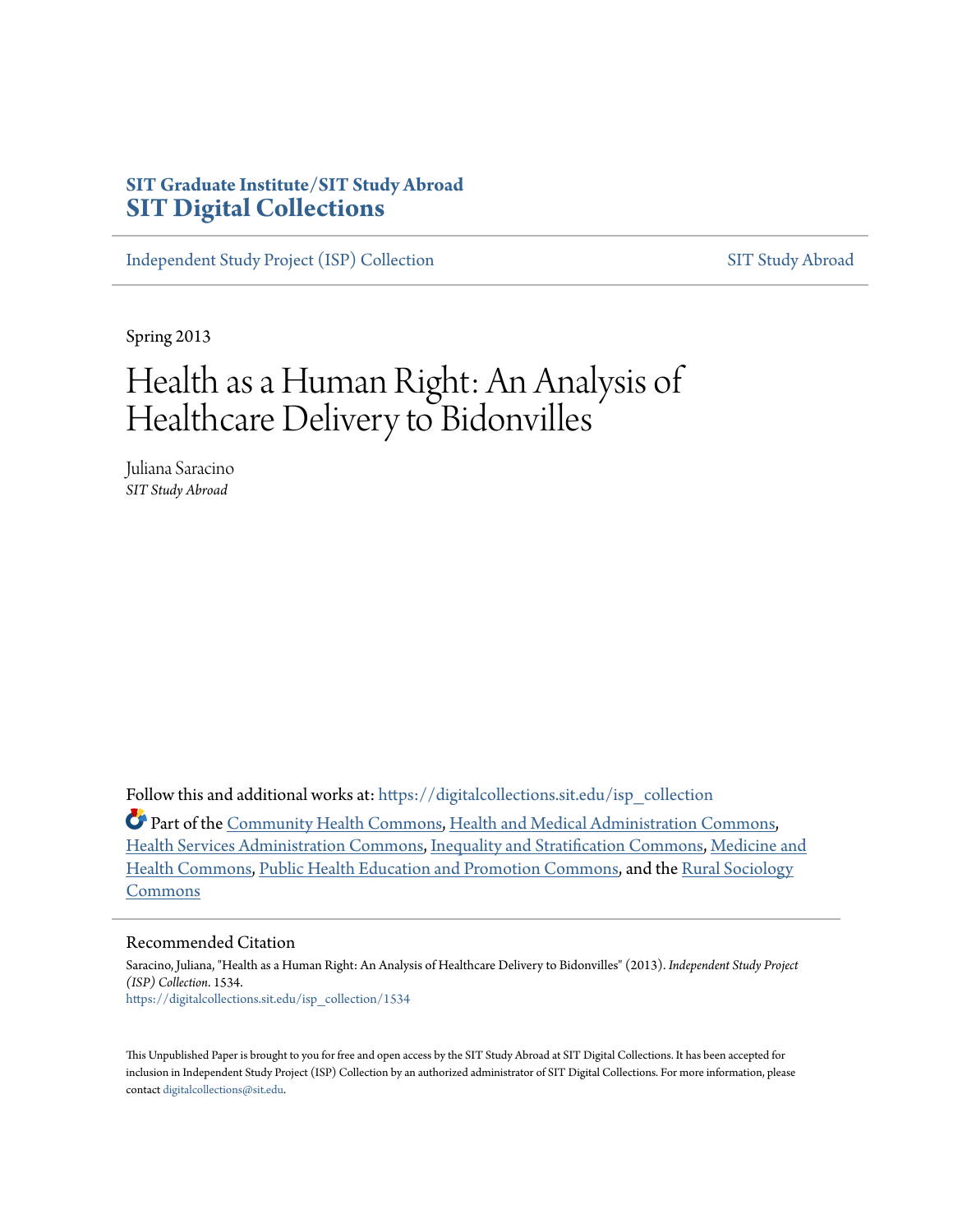**SIT Graduate Institute/SIT Study Abroad**
**SIT Digital Collections**

Independent Study Project (ISP) Collection | SIT Study Abroad

Spring 2013

# Health as a Human Right: An Analysis of Healthcare Delivery to Bidonvilles

Juliana Saracino
*SIT Study Abroad*

Follow this and additional works at: https://digitalcollections.sit.edu/isp_collection

Part of the Community Health Commons, Health and Medical Administration Commons, Health Services Administration Commons, Inequality and Stratification Commons, Medicine and Health Commons, Public Health Education and Promotion Commons, and the Rural Sociology Commons

## Recommended Citation

Saracino, Juliana, "Health as a Human Right: An Analysis of Healthcare Delivery to Bidonvilles" (2013). *Independent Study Project (ISP) Collection*. 1534.
https://digitalcollections.sit.edu/isp_collection/1534

This Unpublished Paper is brought to you for free and open access by the SIT Study Abroad at SIT Digital Collections. It has been accepted for inclusion in Independent Study Project (ISP) Collection by an authorized administrator of SIT Digital Collections. For more information, please contact digitalcollections@sit.edu.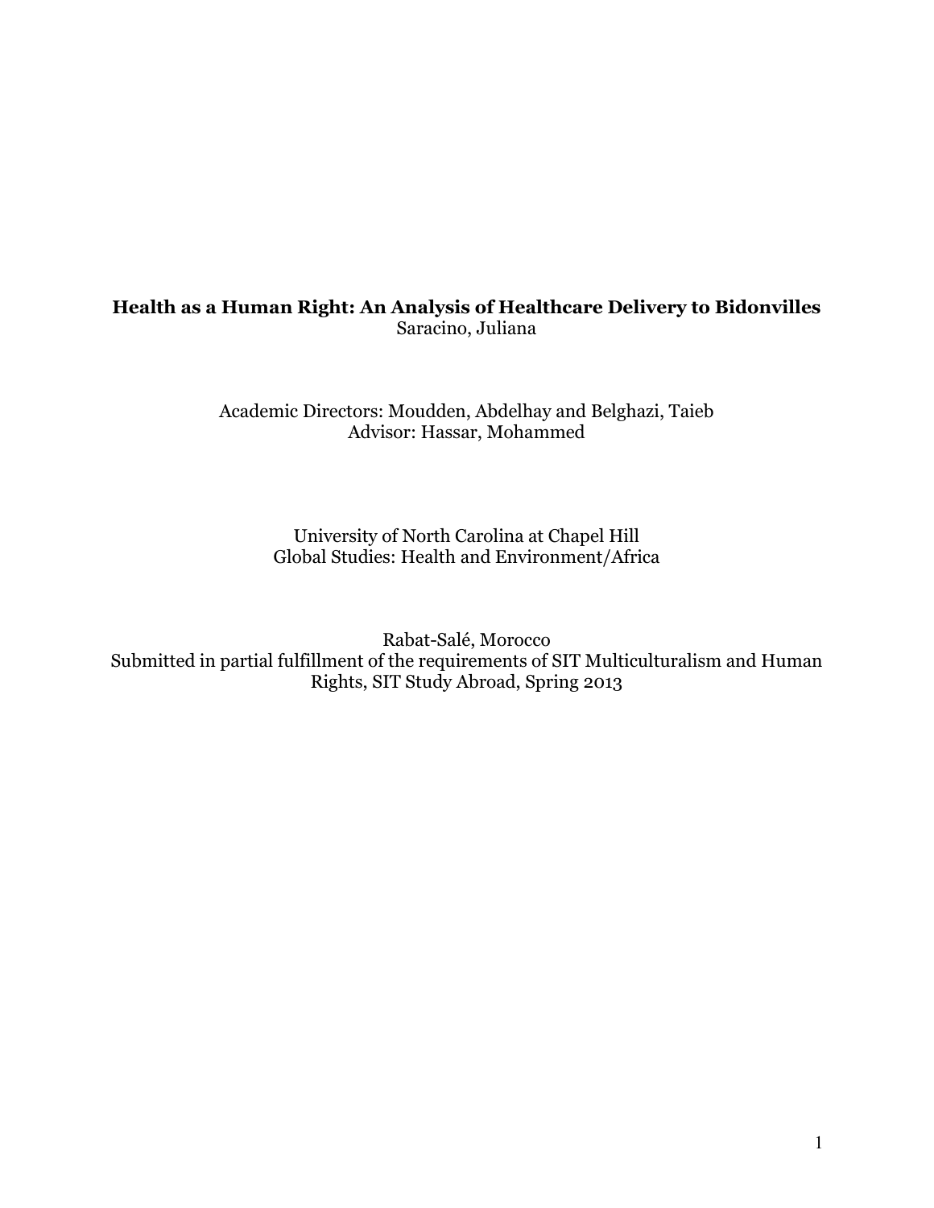**Health as a Human Right: An Analysis of Healthcare Delivery to Bidonvilles**
Saracino, Juliana

Academic Directors: Moudden, Abdelhay and Belghazi, Taieb
Advisor: Hassar, Mohammed

University of North Carolina at Chapel Hill
Global Studies: Health and Environment/Africa

Rabat-Salé, Morocco
Submitted in partial fulfillment of the requirements of SIT Multiculturalism and Human Rights, SIT Study Abroad, Spring 2013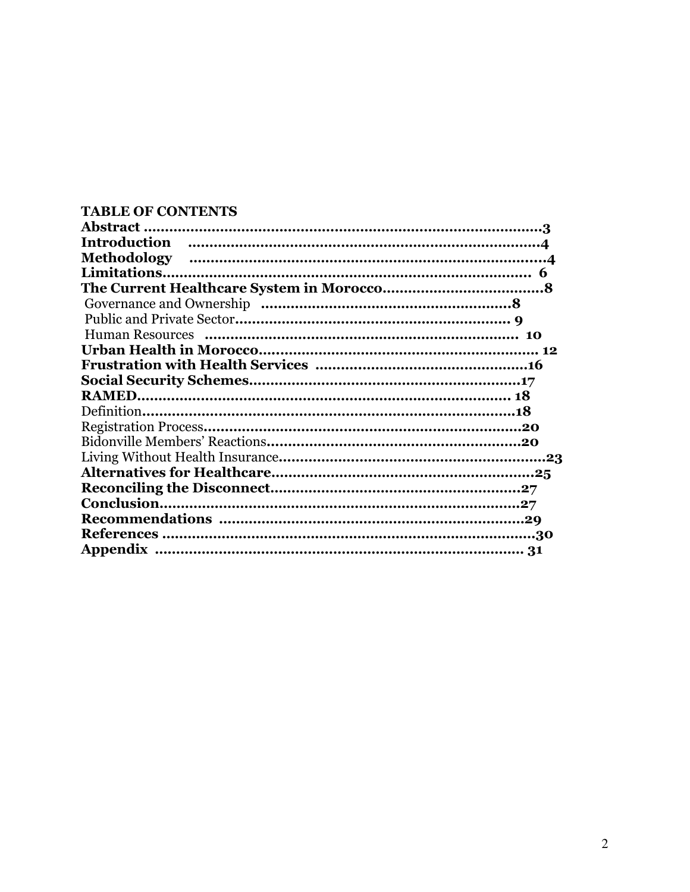**TABLE OF CONTENTS**

**Abstract** ..........................................................................................3
**Introduction** ..................................................................................4
**Methodology** ..................................................................................4
**Limitations**....................................................................................... 6
**The Current Healthcare System in Morocco**......................................8
Governance and Ownership ..........................................................**8**
Public and Private Sector................................................................ **9**
Human Resources .......................................................................... **10**
**Urban Health in Morocco**................................................................... **12**
**Frustration with Health Services** ..................................................**16**
**Social Security Schemes**.................................................................**17**
**RAMED**........................................................................................ **18**
Definition........................................................................................**18**
Registration Process.........................................................................**20**
Bidonville Members' Reactions...........................................................**20**
Living Without Health Insurance.............................................................**23**
**Alternatives for Healthcare**..............................................................**25**
**Reconciling the Disconnect**............................................................**27**
**Conclusion**.....................................................................................**27**
**Recommendations** ........................................................................**29**
**References** ........................................................................................**30**
**Appendix** ....................................................................................... **31**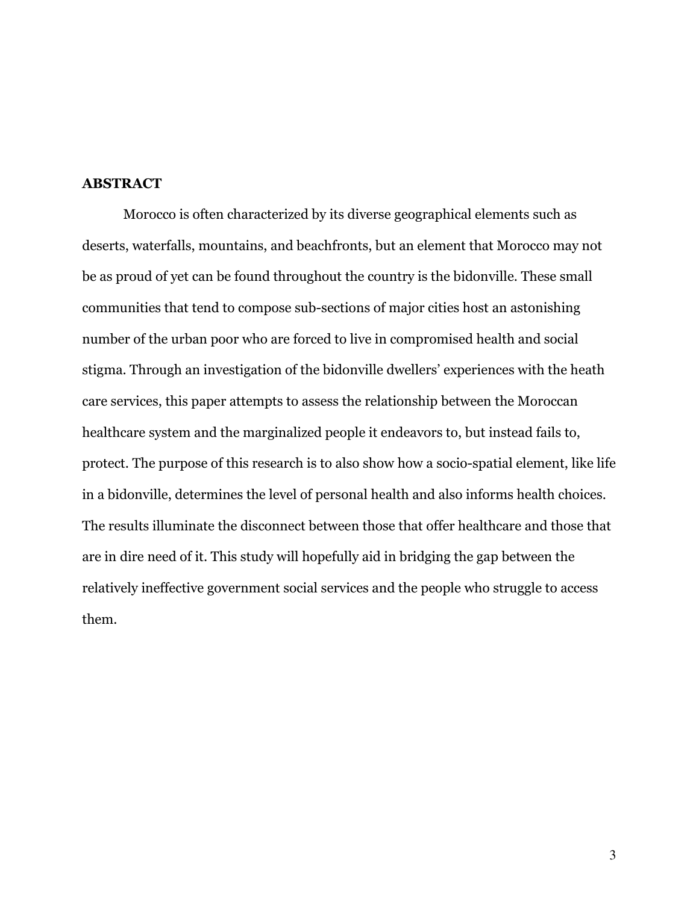## ABSTRACT

Morocco is often characterized by its diverse geographical elements such as deserts, waterfalls, mountains, and beachfronts, but an element that Morocco may not be as proud of yet can be found throughout the country is the bidonville. These small communities that tend to compose sub-sections of major cities host an astonishing number of the urban poor who are forced to live in compromised health and social stigma. Through an investigation of the bidonville dwellers' experiences with the heath care services, this paper attempts to assess the relationship between the Moroccan healthcare system and the marginalized people it endeavors to, but instead fails to, protect. The purpose of this research is to also show how a socio-spatial element, like life in a bidonville, determines the level of personal health and also informs health choices. The results illuminate the disconnect between those that offer healthcare and those that are in dire need of it. This study will hopefully aid in bridging the gap between the relatively ineffective government social services and the people who struggle to access them.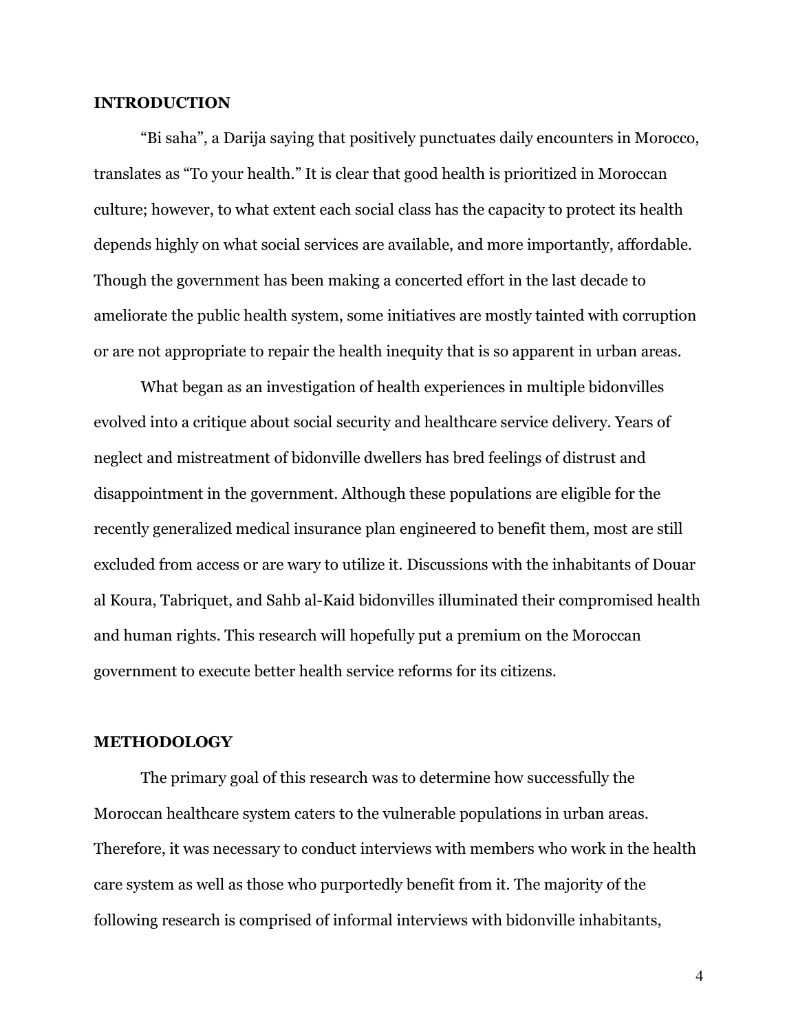## INTRODUCTION

"Bi saha", a Darija saying that positively punctuates daily encounters in Morocco, translates as "To your health." It is clear that good health is prioritized in Moroccan culture; however, to what extent each social class has the capacity to protect its health depends highly on what social services are available, and more importantly, affordable. Though the government has been making a concerted effort in the last decade to ameliorate the public health system, some initiatives are mostly tainted with corruption or are not appropriate to repair the health inequity that is so apparent in urban areas.

What began as an investigation of health experiences in multiple bidonvilles evolved into a critique about social security and healthcare service delivery. Years of neglect and mistreatment of bidonville dwellers has bred feelings of distrust and disappointment in the government. Although these populations are eligible for the recently generalized medical insurance plan engineered to benefit them, most are still excluded from access or are wary to utilize it. Discussions with the inhabitants of Douar al Koura, Tabriquet, and Sahb al-Kaid bidonvilles illuminated their compromised health and human rights. This research will hopefully put a premium on the Moroccan government to execute better health service reforms for its citizens.

## METHODOLOGY

The primary goal of this research was to determine how successfully the Moroccan healthcare system caters to the vulnerable populations in urban areas. Therefore, it was necessary to conduct interviews with members who work in the health care system as well as those who purportedly benefit from it. The majority of the following research is comprised of informal interviews with bidonville inhabitants,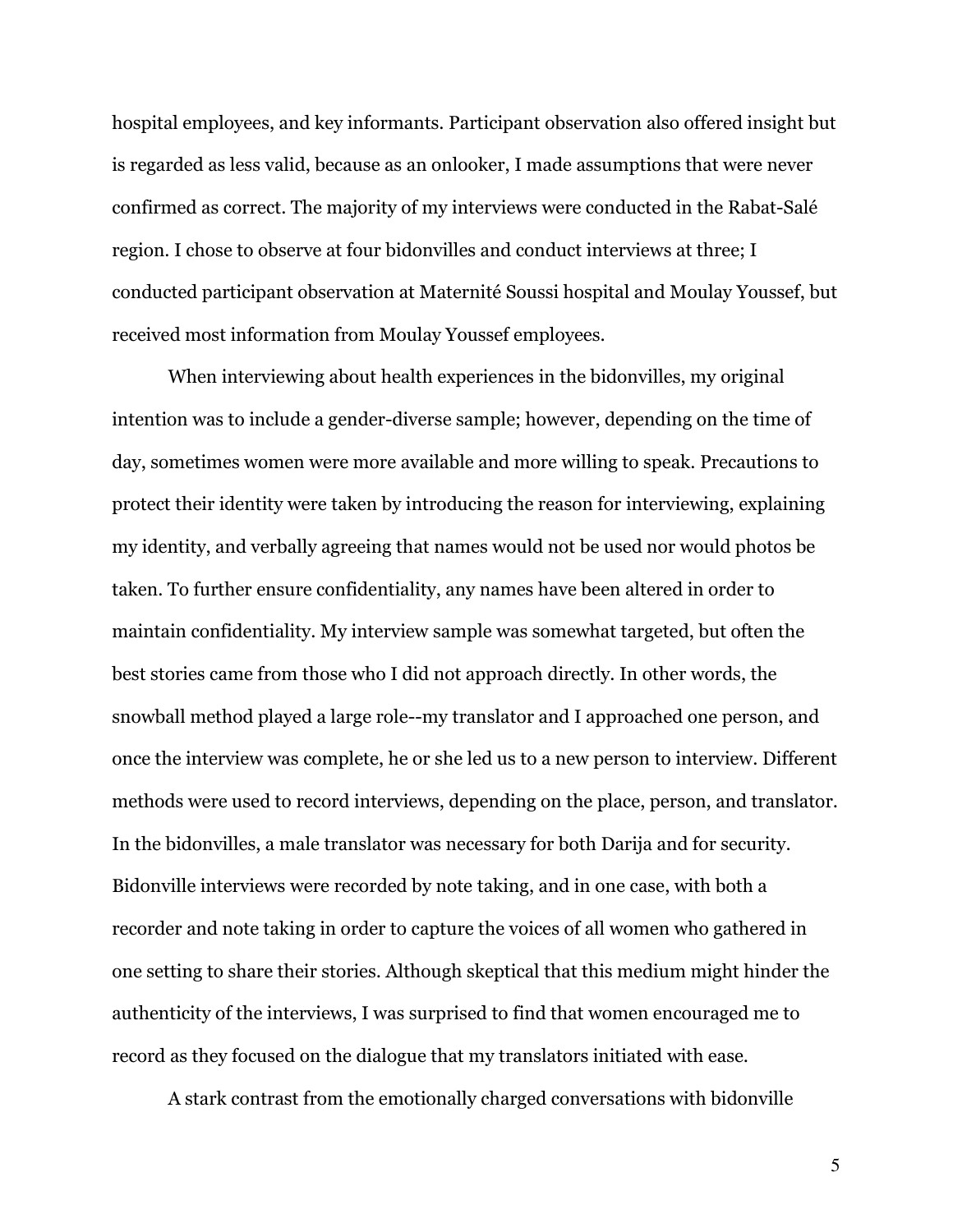hospital employees, and key informants. Participant observation also offered insight but is regarded as less valid, because as an onlooker, I made assumptions that were never confirmed as correct. The majority of my interviews were conducted in the Rabat-Salé region. I chose to observe at four bidonvilles and conduct interviews at three; I conducted participant observation at Maternité Soussi hospital and Moulay Youssef, but received most information from Moulay Youssef employees.

When interviewing about health experiences in the bidonvilles, my original intention was to include a gender-diverse sample; however, depending on the time of day, sometimes women were more available and more willing to speak. Precautions to protect their identity were taken by introducing the reason for interviewing, explaining my identity, and verbally agreeing that names would not be used nor would photos be taken. To further ensure confidentiality, any names have been altered in order to maintain confidentiality. My interview sample was somewhat targeted, but often the best stories came from those who I did not approach directly. In other words, the snowball method played a large role--my translator and I approached one person, and once the interview was complete, he or she led us to a new person to interview. Different methods were used to record interviews, depending on the place, person, and translator. In the bidonvilles, a male translator was necessary for both Darija and for security. Bidonville interviews were recorded by note taking, and in one case, with both a recorder and note taking in order to capture the voices of all women who gathered in one setting to share their stories. Although skeptical that this medium might hinder the authenticity of the interviews, I was surprised to find that women encouraged me to record as they focused on the dialogue that my translators initiated with ease.

A stark contrast from the emotionally charged conversations with bidonville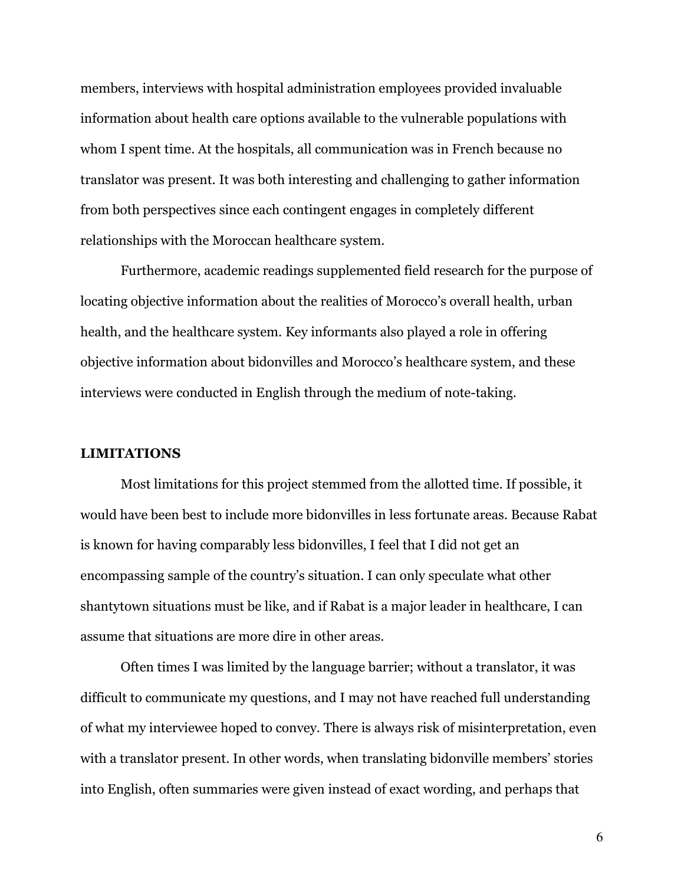members, interviews with hospital administration employees provided invaluable information about health care options available to the vulnerable populations with whom I spent time. At the hospitals, all communication was in French because no translator was present. It was both interesting and challenging to gather information from both perspectives since each contingent engages in completely different relationships with the Moroccan healthcare system.

Furthermore, academic readings supplemented field research for the purpose of locating objective information about the realities of Morocco's overall health, urban health, and the healthcare system. Key informants also played a role in offering objective information about bidonvilles and Morocco's healthcare system, and these interviews were conducted in English through the medium of note-taking.

## LIMITATIONS

Most limitations for this project stemmed from the allotted time. If possible, it would have been best to include more bidonvilles in less fortunate areas. Because Rabat is known for having comparably less bidonvilles, I feel that I did not get an encompassing sample of the country's situation. I can only speculate what other shantytown situations must be like, and if Rabat is a major leader in healthcare, I can assume that situations are more dire in other areas.

Often times I was limited by the language barrier; without a translator, it was difficult to communicate my questions, and I may not have reached full understanding of what my interviewee hoped to convey. There is always risk of misinterpretation, even with a translator present. In other words, when translating bidonville members' stories into English, often summaries were given instead of exact wording, and perhaps that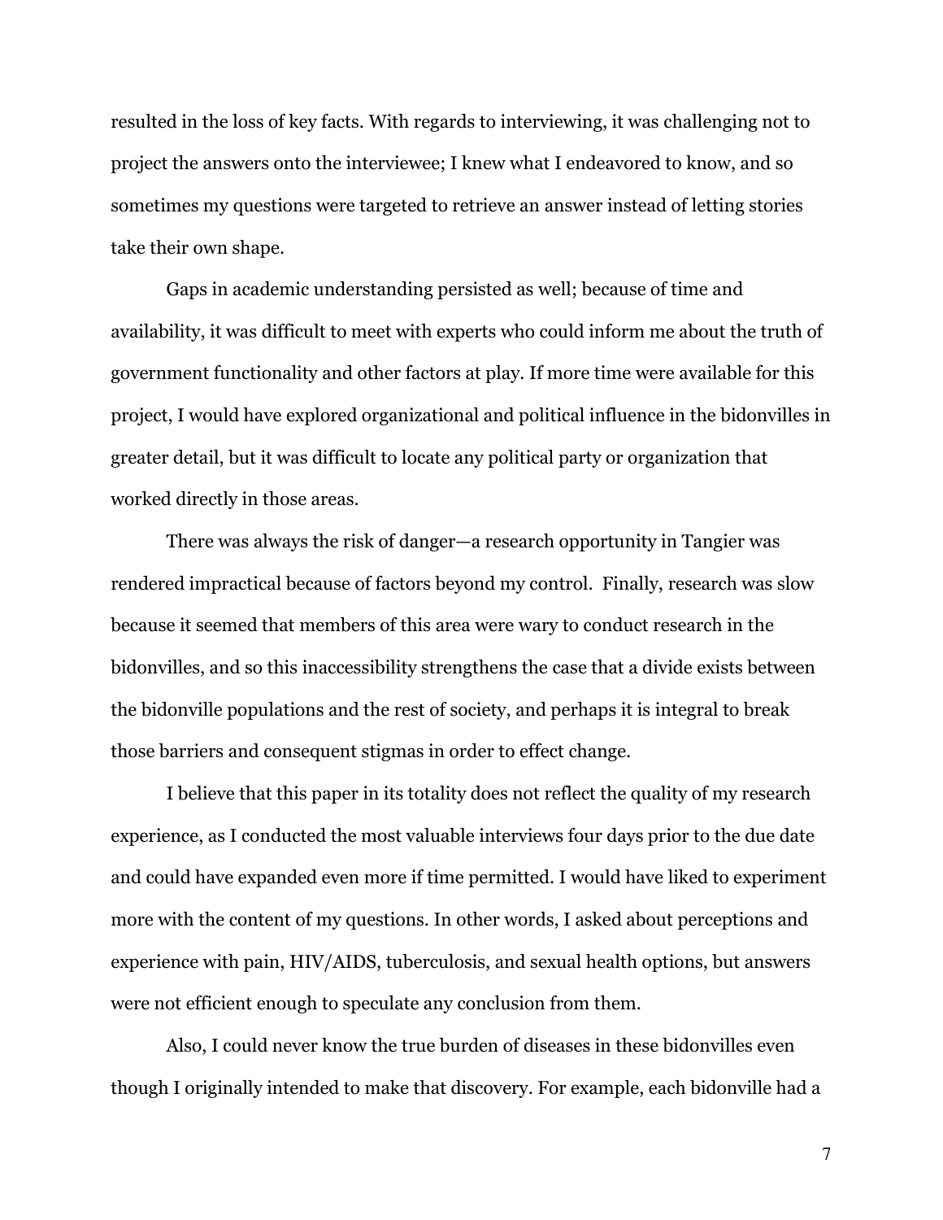resulted in the loss of key facts. With regards to interviewing, it was challenging not to project the answers onto the interviewee; I knew what I endeavored to know, and so sometimes my questions were targeted to retrieve an answer instead of letting stories take their own shape.

Gaps in academic understanding persisted as well; because of time and availability, it was difficult to meet with experts who could inform me about the truth of government functionality and other factors at play. If more time were available for this project, I would have explored organizational and political influence in the bidonvilles in greater detail, but it was difficult to locate any political party or organization that worked directly in those areas.

There was always the risk of danger—a research opportunity in Tangier was rendered impractical because of factors beyond my control.  Finally, research was slow because it seemed that members of this area were wary to conduct research in the bidonvilles, and so this inaccessibility strengthens the case that a divide exists between the bidonville populations and the rest of society, and perhaps it is integral to break those barriers and consequent stigmas in order to effect change.

I believe that this paper in its totality does not reflect the quality of my research experience, as I conducted the most valuable interviews four days prior to the due date and could have expanded even more if time permitted. I would have liked to experiment more with the content of my questions. In other words, I asked about perceptions and experience with pain, HIV/AIDS, tuberculosis, and sexual health options, but answers were not efficient enough to speculate any conclusion from them.

Also, I could never know the true burden of diseases in these bidonvilles even though I originally intended to make that discovery. For example, each bidonville had a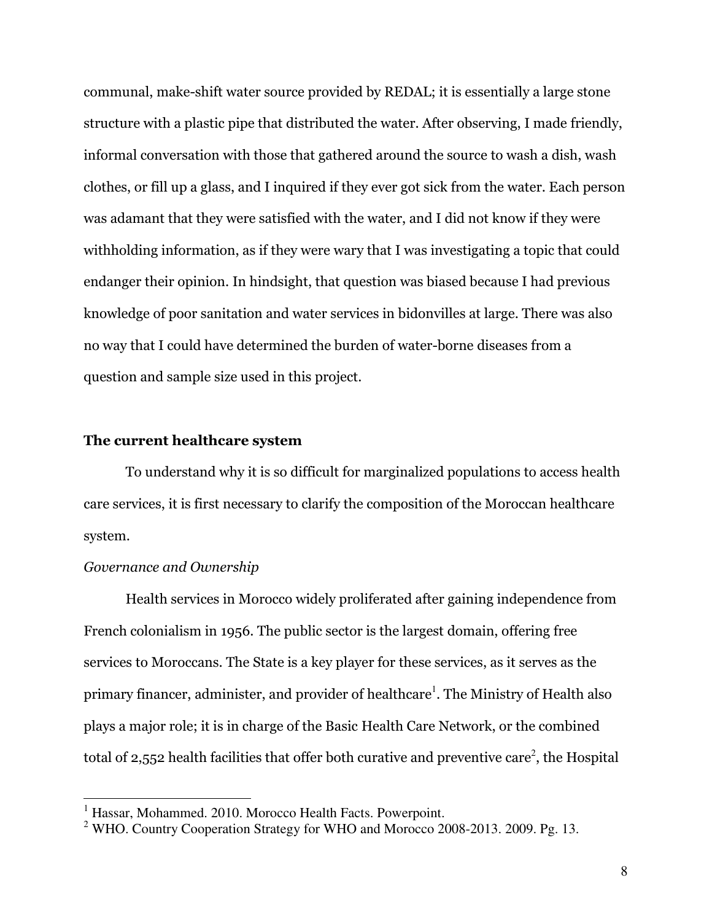communal, make-shift water source provided by REDAL; it is essentially a large stone structure with a plastic pipe that distributed the water. After observing, I made friendly, informal conversation with those that gathered around the source to wash a dish, wash clothes, or fill up a glass, and I inquired if they ever got sick from the water. Each person was adamant that they were satisfied with the water, and I did not know if they were withholding information, as if they were wary that I was investigating a topic that could endanger their opinion. In hindsight, that question was biased because I had previous knowledge of poor sanitation and water services in bidonvilles at large. There was also no way that I could have determined the burden of water-borne diseases from a question and sample size used in this project.

## The current healthcare system

To understand why it is so difficult for marginalized populations to access health care services, it is first necessary to clarify the composition of the Moroccan healthcare system.

*Governance and Ownership*

Health services in Morocco widely proliferated after gaining independence from French colonialism in 1956. The public sector is the largest domain, offering free services to Moroccans. The State is a key player for these services, as it serves as the primary financer, administer, and provider of healthcare[1]. The Ministry of Health also plays a major role; it is in charge of the Basic Health Care Network, or the combined total of 2,552 health facilities that offer both curative and preventive care[2], the Hospital

[1] Hassar, Mohammed. 2010. Morocco Health Facts. Powerpoint.

[2] WHO. Country Cooperation Strategy for WHO and Morocco 2008-2013. 2009. Pg. 13.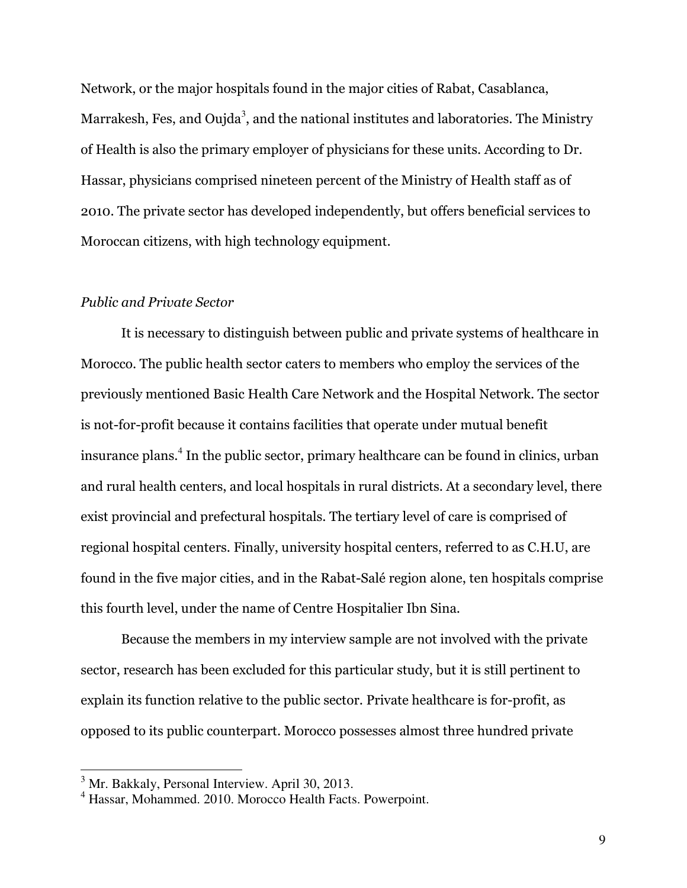Network, or the major hospitals found in the major cities of Rabat, Casablanca, Marrakesh, Fes, and Oujda[3], and the national institutes and laboratories. The Ministry of Health is also the primary employer of physicians for these units. According to Dr. Hassar, physicians comprised nineteen percent of the Ministry of Health staff as of 2010. The private sector has developed independently, but offers beneficial services to Moroccan citizens, with high technology equipment.

*Public and Private Sector*

It is necessary to distinguish between public and private systems of healthcare in Morocco. The public health sector caters to members who employ the services of the previously mentioned Basic Health Care Network and the Hospital Network. The sector is not-for-profit because it contains facilities that operate under mutual benefit insurance plans.[4] In the public sector, primary healthcare can be found in clinics, urban and rural health centers, and local hospitals in rural districts. At a secondary level, there exist provincial and prefectural hospitals. The tertiary level of care is comprised of regional hospital centers. Finally, university hospital centers, referred to as C.H.U, are found in the five major cities, and in the Rabat-Salé region alone, ten hospitals comprise this fourth level, under the name of Centre Hospitalier Ibn Sina.

Because the members in my interview sample are not involved with the private sector, research has been excluded for this particular study, but it is still pertinent to explain its function relative to the public sector. Private healthcare is for-profit, as opposed to its public counterpart. Morocco possesses almost three hundred private

---

[3] Mr. Bakkaly, Personal Interview. April 30, 2013.

[4] Hassar, Mohammed. 2010. Morocco Health Facts. Powerpoint.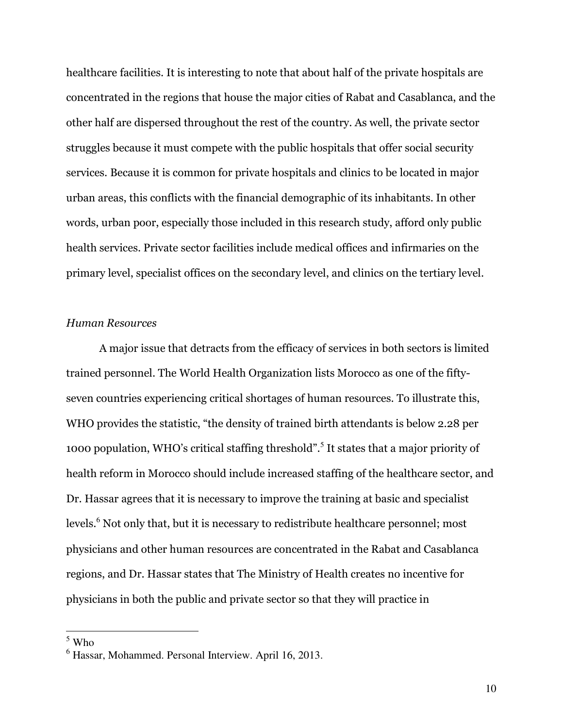healthcare facilities. It is interesting to note that about half of the private hospitals are concentrated in the regions that house the major cities of Rabat and Casablanca, and the other half are dispersed throughout the rest of the country. As well, the private sector struggles because it must compete with the public hospitals that offer social security services. Because it is common for private hospitals and clinics to be located in major urban areas, this conflicts with the financial demographic of its inhabitants. In other words, urban poor, especially those included in this research study, afford only public health services. Private sector facilities include medical offices and infirmaries on the primary level, specialist offices on the secondary level, and clinics on the tertiary level.

*Human Resources*

A major issue that detracts from the efficacy of services in both sectors is limited trained personnel. The World Health Organization lists Morocco as one of the fifty-seven countries experiencing critical shortages of human resources. To illustrate this, WHO provides the statistic, "the density of trained birth attendants is below 2.28 per 1000 population, WHO's critical staffing threshold".[5] It states that a major priority of health reform in Morocco should include increased staffing of the healthcare sector, and Dr. Hassar agrees that it is necessary to improve the training at basic and specialist levels.[6] Not only that, but it is necessary to redistribute healthcare personnel; most physicians and other human resources are concentrated in the Rabat and Casablanca regions, and Dr. Hassar states that The Ministry of Health creates no incentive for physicians in both the public and private sector so that they will practice in

---

[5] Who

[6] Hassar, Mohammed. Personal Interview. April 16, 2013.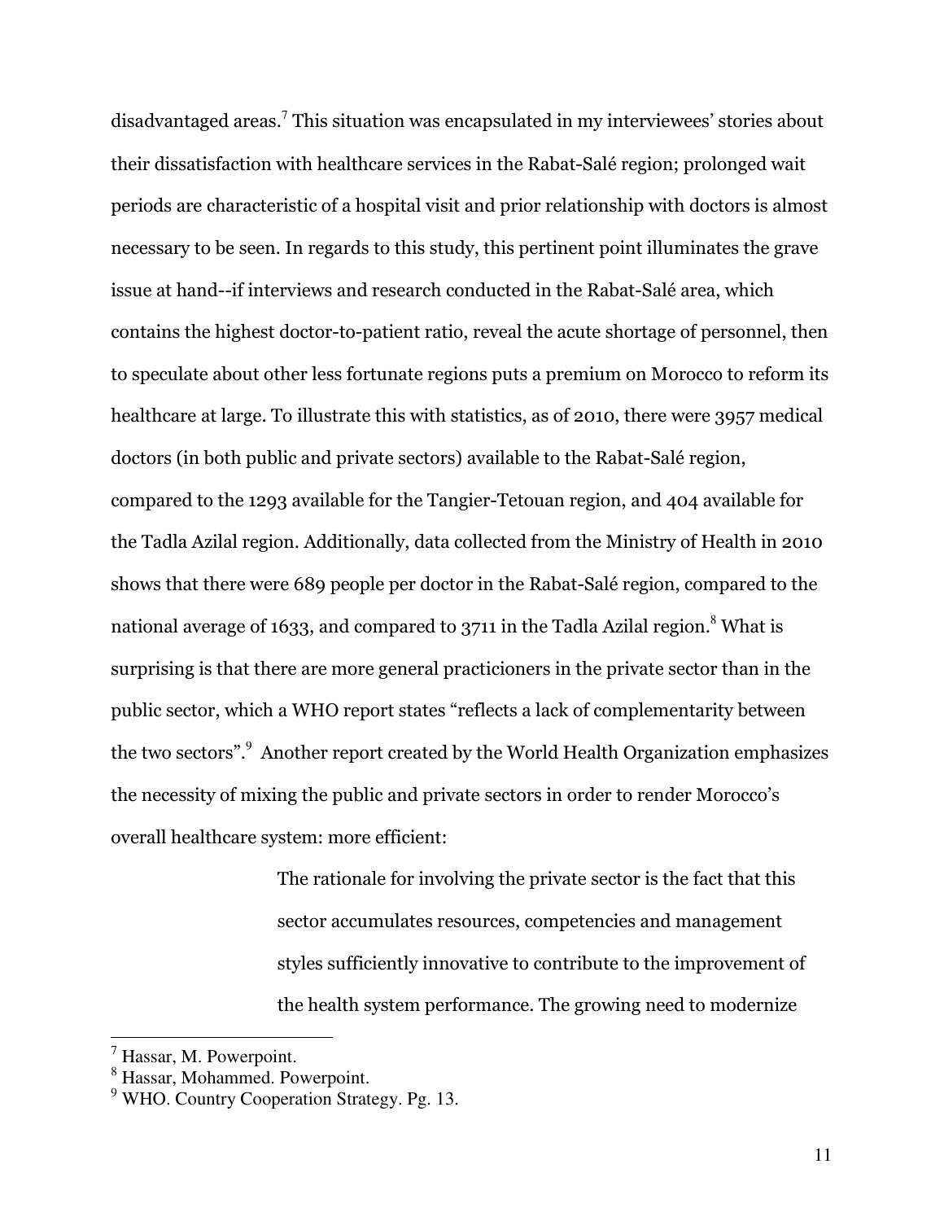disadvantaged areas.[7] This situation was encapsulated in my interviewees' stories about their dissatisfaction with healthcare services in the Rabat-Salé region; prolonged wait periods are characteristic of a hospital visit and prior relationship with doctors is almost necessary to be seen. In regards to this study, this pertinent point illuminates the grave issue at hand--if interviews and research conducted in the Rabat-Salé area, which contains the highest doctor-to-patient ratio, reveal the acute shortage of personnel, then to speculate about other less fortunate regions puts a premium on Morocco to reform its healthcare at large. To illustrate this with statistics, as of 2010, there were 3957 medical doctors (in both public and private sectors) available to the Rabat-Salé region, compared to the 1293 available for the Tangier-Tetouan region, and 404 available for the Tadla Azilal region. Additionally, data collected from the Ministry of Health in 2010 shows that there were 689 people per doctor in the Rabat-Salé region, compared to the national average of 1633, and compared to 3711 in the Tadla Azilal region.[8] What is surprising is that there are more general practicioners in the private sector than in the public sector, which a WHO report states "reflects a lack of complementarity between the two sectors".[9] Another report created by the World Health Organization emphasizes the necessity of mixing the public and private sectors in order to render Morocco's overall healthcare system: more efficient:

> The rationale for involving the private sector is the fact that this sector accumulates resources, competencies and management styles sufficiently innovative to contribute to the improvement of the health system performance. The growing need to modernize

---

[7] Hassar, M. Powerpoint.

[8] Hassar, Mohammed. Powerpoint.

[9] WHO. Country Cooperation Strategy. Pg. 13.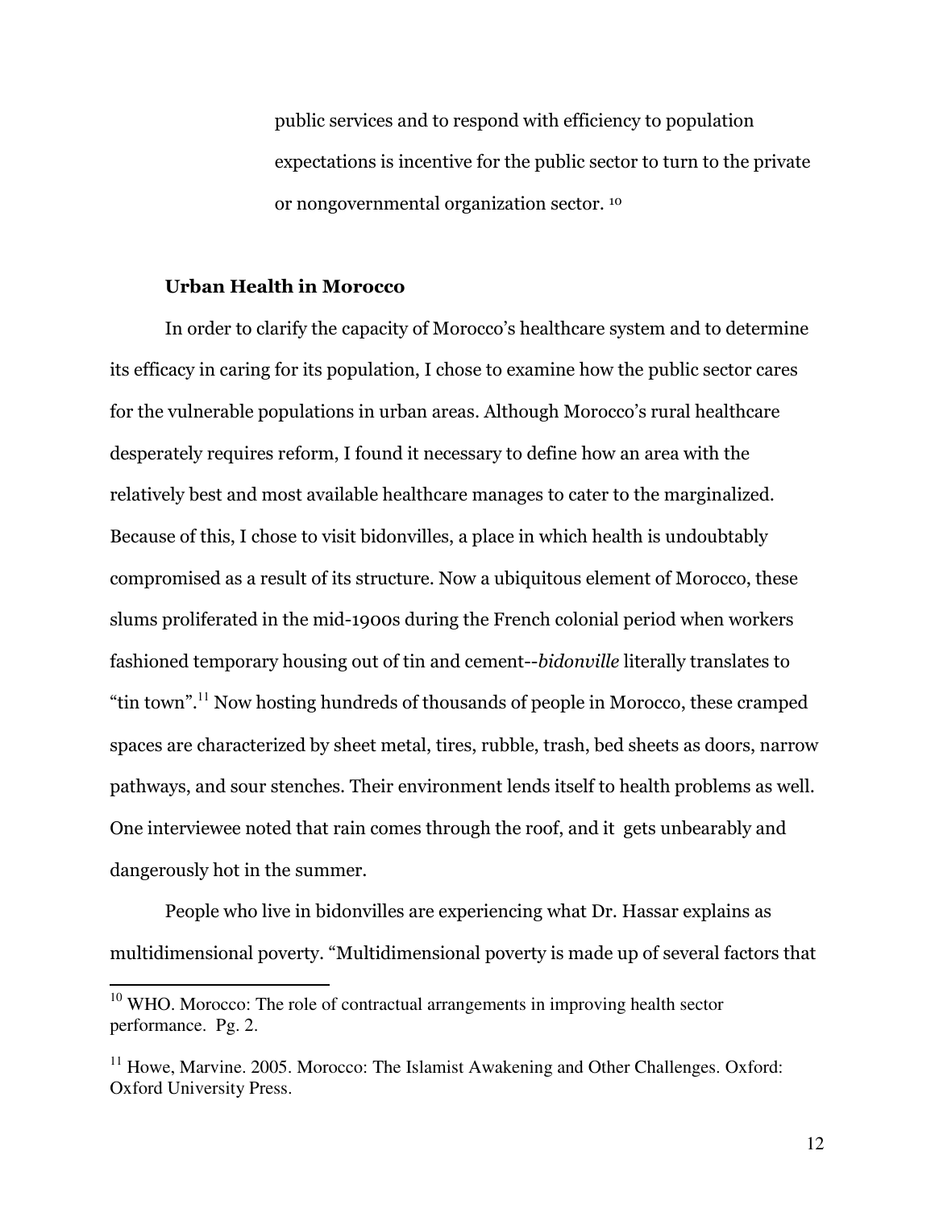> public services and to respond with efficiency to population expectations is incentive for the public sector to turn to the private or nongovernmental organization sector. [10]

### Urban Health in Morocco

In order to clarify the capacity of Morocco's healthcare system and to determine its efficacy in caring for its population, I chose to examine how the public sector cares for the vulnerable populations in urban areas. Although Morocco's rural healthcare desperately requires reform, I found it necessary to define how an area with the relatively best and most available healthcare manages to cater to the marginalized. Because of this, I chose to visit bidonvilles, a place in which health is undoubtably compromised as a result of its structure. Now a ubiquitous element of Morocco, these slums proliferated in the mid-1900s during the French colonial period when workers fashioned temporary housing out of tin and cement--*bidonville* literally translates to "tin town".[11] Now hosting hundreds of thousands of people in Morocco, these cramped spaces are characterized by sheet metal, tires, rubble, trash, bed sheets as doors, narrow pathways, and sour stenches. Their environment lends itself to health problems as well. One interviewee noted that rain comes through the roof, and it gets unbearably and dangerously hot in the summer.

People who live in bidonvilles are experiencing what Dr. Hassar explains as multidimensional poverty. "Multidimensional poverty is made up of several factors that

---

[10] WHO. Morocco: The role of contractual arrangements in improving health sector performance. Pg. 2.

[11] Howe, Marvine. 2005. Morocco: The Islamist Awakening and Other Challenges. Oxford: Oxford University Press.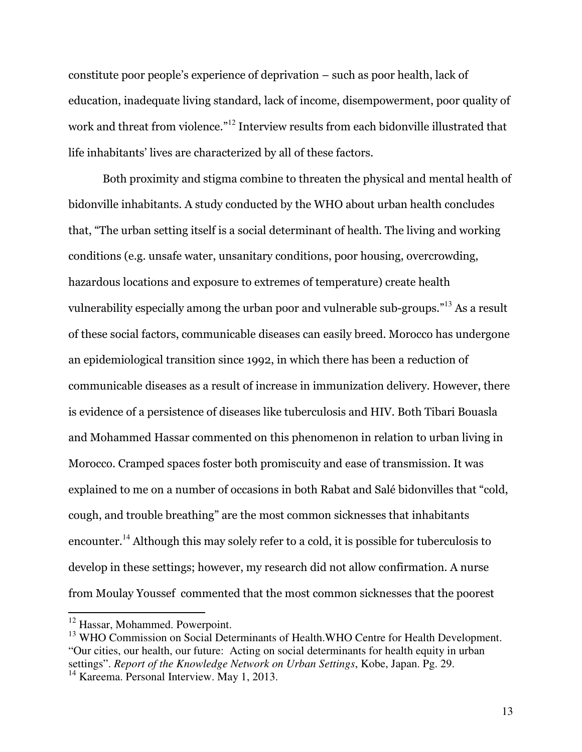constitute poor people's experience of deprivation – such as poor health, lack of education, inadequate living standard, lack of income, disempowerment, poor quality of work and threat from violence."[12] Interview results from each bidonville illustrated that life inhabitants' lives are characterized by all of these factors.

Both proximity and stigma combine to threaten the physical and mental health of bidonville inhabitants. A study conducted by the WHO about urban health concludes that, "The urban setting itself is a social determinant of health. The living and working conditions (e.g. unsafe water, unsanitary conditions, poor housing, overcrowding, hazardous locations and exposure to extremes of temperature) create health vulnerability especially among the urban poor and vulnerable sub-groups."[13] As a result of these social factors, communicable diseases can easily breed. Morocco has undergone an epidemiological transition since 1992, in which there has been a reduction of communicable diseases as a result of increase in immunization delivery. However, there is evidence of a persistence of diseases like tuberculosis and HIV. Both Tibari Bouasla and Mohammed Hassar commented on this phenomenon in relation to urban living in Morocco. Cramped spaces foster both promiscuity and ease of transmission. It was explained to me on a number of occasions in both Rabat and Salé bidonvilles that "cold, cough, and trouble breathing" are the most common sicknesses that inhabitants encounter.[14] Although this may solely refer to a cold, it is possible for tuberculosis to develop in these settings; however, my research did not allow confirmation. A nurse from Moulay Youssef commented that the most common sicknesses that the poorest

---

[12] Hassar, Mohammed. Powerpoint.

[13] WHO Commission on Social Determinants of Health.WHO Centre for Health Development. "Our cities, our health, our future: Acting on social determinants for health equity in urban settings". *Report of the Knowledge Network on Urban Settings*, Kobe, Japan. Pg. 29.

[14] Kareema. Personal Interview. May 1, 2013.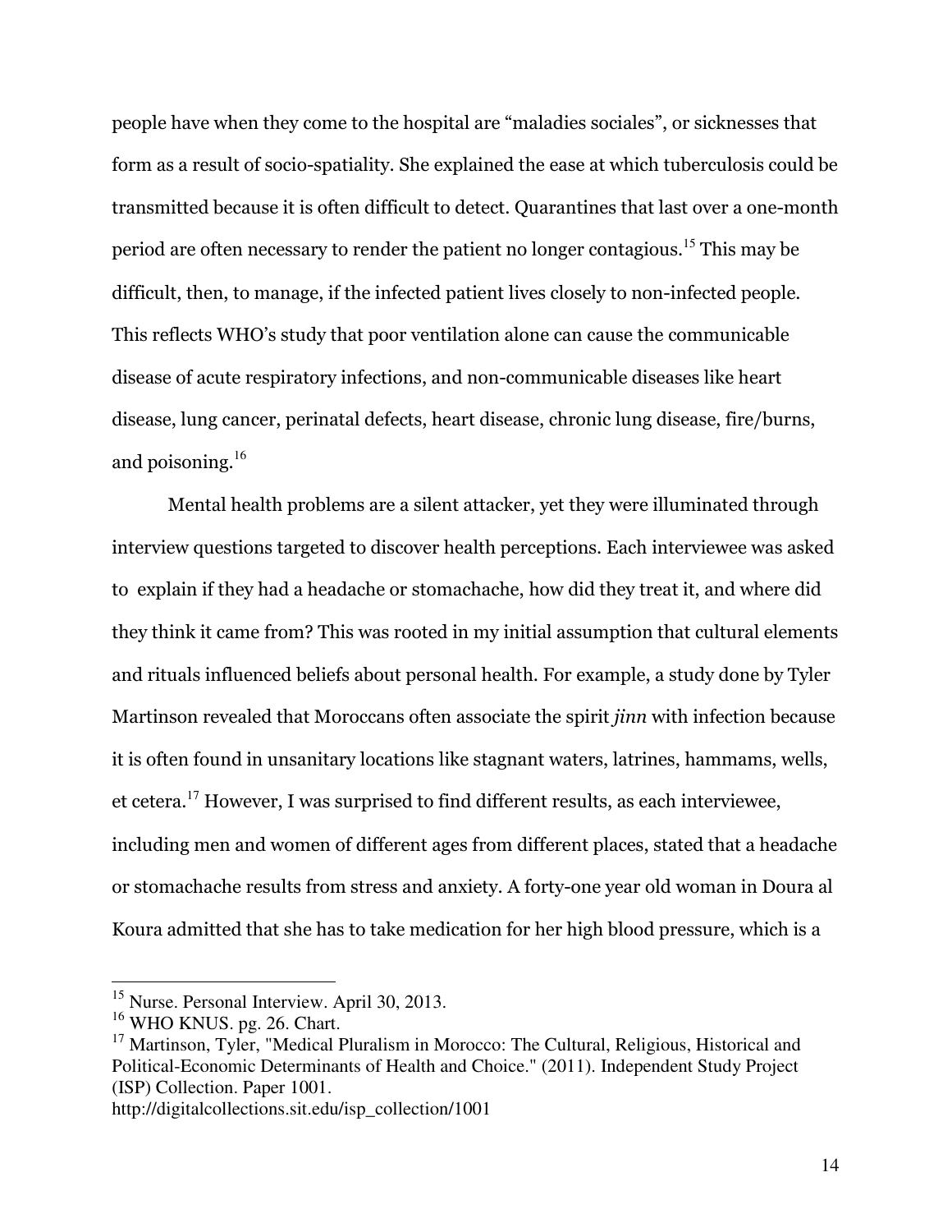people have when they come to the hospital are "maladies sociales", or sicknesses that form as a result of socio-spatiality. She explained the ease at which tuberculosis could be transmitted because it is often difficult to detect. Quarantines that last over a one-month period are often necessary to render the patient no longer contagious.[15] This may be difficult, then, to manage, if the infected patient lives closely to non-infected people. This reflects WHO's study that poor ventilation alone can cause the communicable disease of acute respiratory infections, and non-communicable diseases like heart disease, lung cancer, perinatal defects, heart disease, chronic lung disease, fire/burns, and poisoning.[16]

Mental health problems are a silent attacker, yet they were illuminated through interview questions targeted to discover health perceptions. Each interviewee was asked to explain if they had a headache or stomachache, how did they treat it, and where did they think it came from? This was rooted in my initial assumption that cultural elements and rituals influenced beliefs about personal health. For example, a study done by Tyler Martinson revealed that Moroccans often associate the spirit *jinn* with infection because it is often found in unsanitary locations like stagnant waters, latrines, hammams, wells, et cetera.[17] However, I was surprised to find different results, as each interviewee, including men and women of different ages from different places, stated that a headache or stomachache results from stress and anxiety. A forty-one year old woman in Doura al Koura admitted that she has to take medication for her high blood pressure, which is a

---

[15] Nurse. Personal Interview. April 30, 2013.

[16] WHO KNUS. pg. 26. Chart.

[17] Martinson, Tyler, "Medical Pluralism in Morocco: The Cultural, Religious, Historical and Political-Economic Determinants of Health and Choice." (2011). Independent Study Project (ISP) Collection. Paper 1001.
http://digitalcollections.sit.edu/isp_collection/1001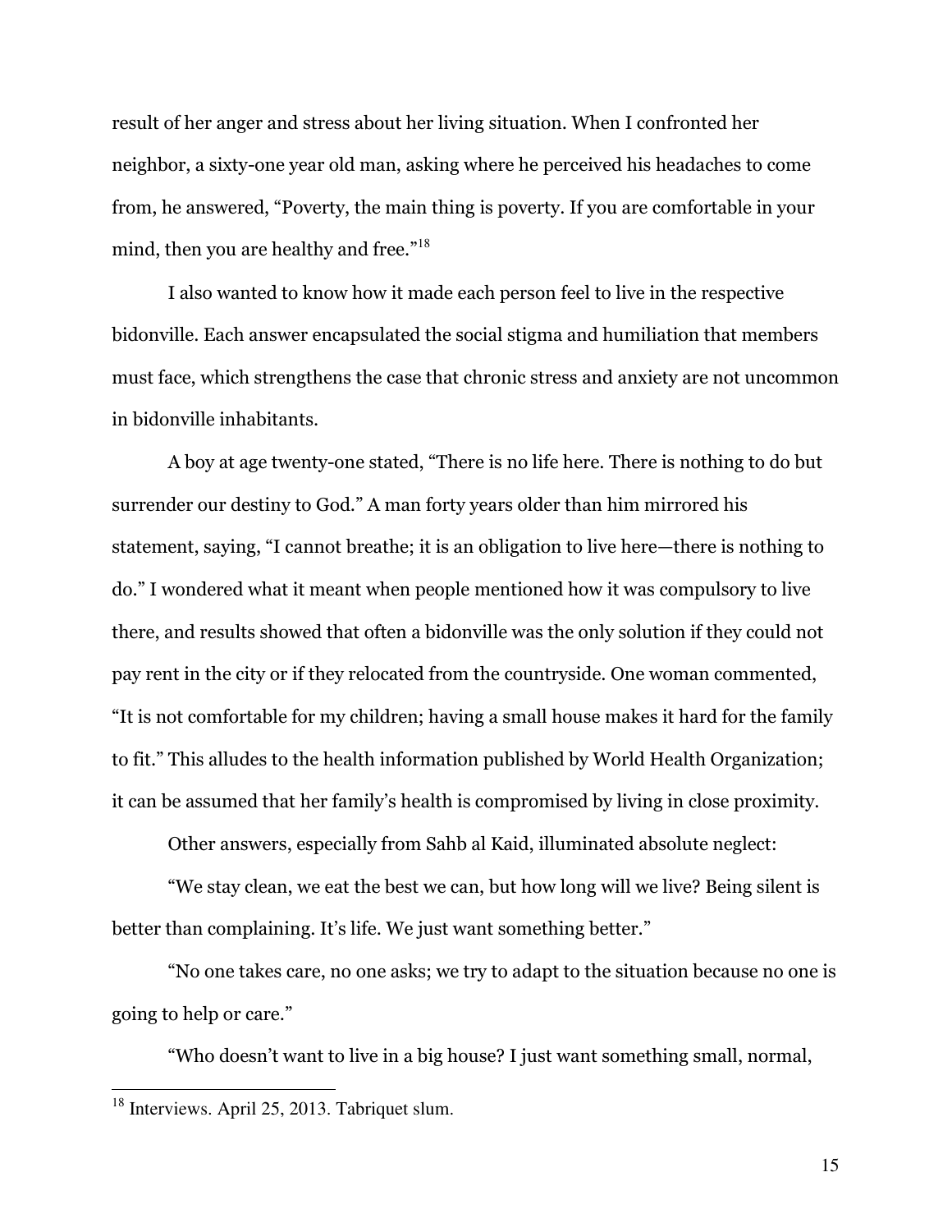result of her anger and stress about her living situation. When I confronted her neighbor, a sixty-one year old man, asking where he perceived his headaches to come from, he answered, "Poverty, the main thing is poverty. If you are comfortable in your mind, then you are healthy and free."[18]

I also wanted to know how it made each person feel to live in the respective bidonville. Each answer encapsulated the social stigma and humiliation that members must face, which strengthens the case that chronic stress and anxiety are not uncommon in bidonville inhabitants.

A boy at age twenty-one stated, "There is no life here. There is nothing to do but surrender our destiny to God." A man forty years older than him mirrored his statement, saying, "I cannot breathe; it is an obligation to live here—there is nothing to do." I wondered what it meant when people mentioned how it was compulsory to live there, and results showed that often a bidonville was the only solution if they could not pay rent in the city or if they relocated from the countryside. One woman commented, "It is not comfortable for my children; having a small house makes it hard for the family to fit." This alludes to the health information published by World Health Organization; it can be assumed that her family's health is compromised by living in close proximity.

Other answers, especially from Sahb al Kaid, illuminated absolute neglect:

"We stay clean, we eat the best we can, but how long will we live? Being silent is better than complaining. It's life. We just want something better."

"No one takes care, no one asks; we try to adapt to the situation because no one is going to help or care."

"Who doesn't want to live in a big house? I just want something small, normal,

---

[18] Interviews. April 25, 2013. Tabriquet slum.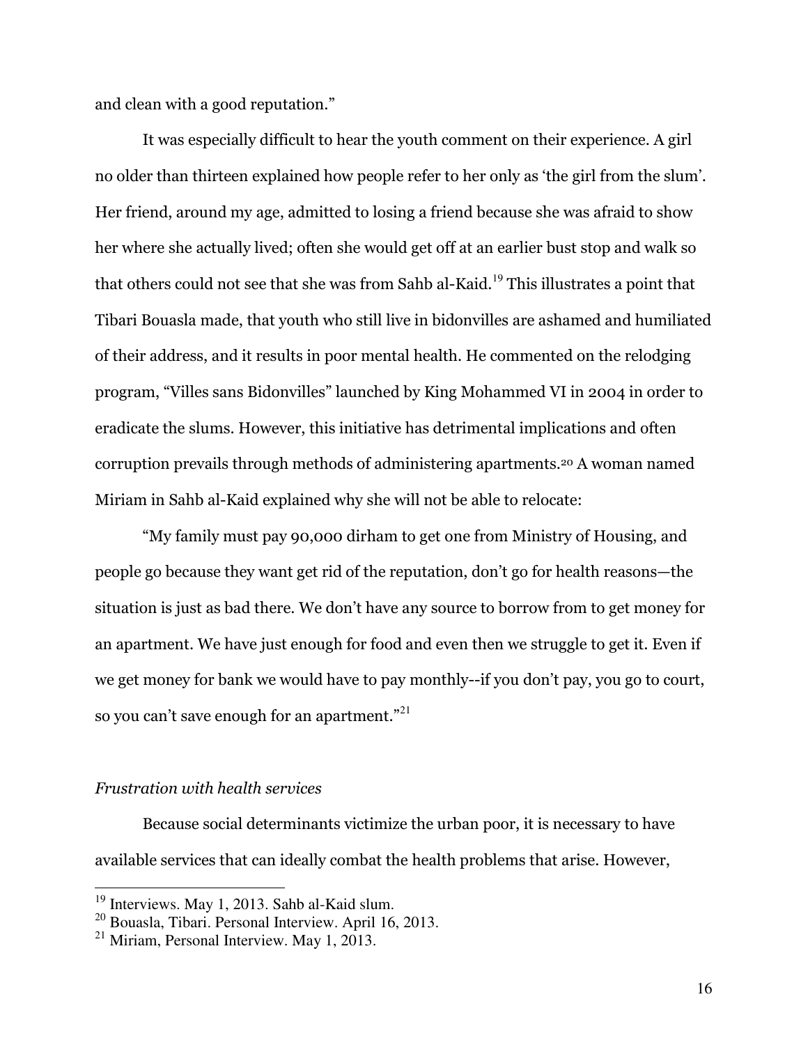and clean with a good reputation."

It was especially difficult to hear the youth comment on their experience. A girl no older than thirteen explained how people refer to her only as 'the girl from the slum'. Her friend, around my age, admitted to losing a friend because she was afraid to show her where she actually lived; often she would get off at an earlier bust stop and walk so that others could not see that she was from Sahb al-Kaid.[19] This illustrates a point that Tibari Bouasla made, that youth who still live in bidonvilles are ashamed and humiliated of their address, and it results in poor mental health. He commented on the relodging program, "Villes sans Bidonvilles" launched by King Mohammed VI in 2004 in order to eradicate the slums. However, this initiative has detrimental implications and often corruption prevails through methods of administering apartments.[20] A woman named Miriam in Sahb al-Kaid explained why she will not be able to relocate:

"My family must pay 90,000 dirham to get one from Ministry of Housing, and people go because they want get rid of the reputation, don't go for health reasons—the situation is just as bad there. We don't have any source to borrow from to get money for an apartment. We have just enough for food and even then we struggle to get it. Even if we get money for bank we would have to pay monthly--if you don't pay, you go to court, so you can't save enough for an apartment."[21]

*Frustration with health services*

Because social determinants victimize the urban poor, it is necessary to have available services that can ideally combat the health problems that arise. However,

[19] Interviews. May 1, 2013. Sahb al-Kaid slum.
[20] Bouasla, Tibari. Personal Interview. April 16, 2013.
[21] Miriam, Personal Interview. May 1, 2013.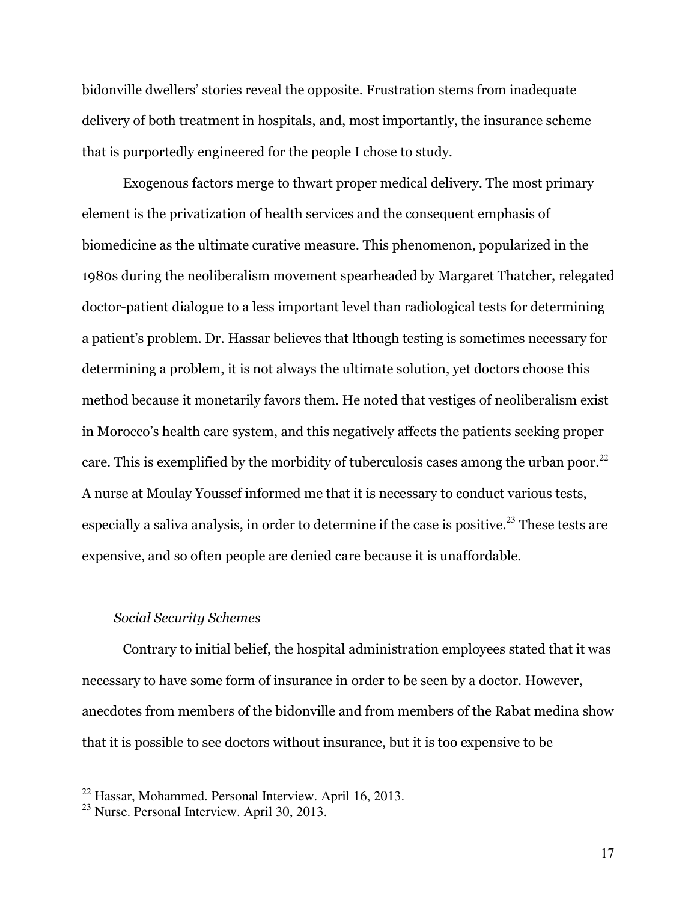bidonville dwellers' stories reveal the opposite. Frustration stems from inadequate delivery of both treatment in hospitals, and, most importantly, the insurance scheme that is purportedly engineered for the people I chose to study.

Exogenous factors merge to thwart proper medical delivery. The most primary element is the privatization of health services and the consequent emphasis of biomedicine as the ultimate curative measure. This phenomenon, popularized in the 1980s during the neoliberalism movement spearheaded by Margaret Thatcher, relegated doctor-patient dialogue to a less important level than radiological tests for determining a patient's problem. Dr. Hassar believes that lthough testing is sometimes necessary for determining a problem, it is not always the ultimate solution, yet doctors choose this method because it monetarily favors them. He noted that vestiges of neoliberalism exist in Morocco's health care system, and this negatively affects the patients seeking proper care. This is exemplified by the morbidity of tuberculosis cases among the urban poor.[22] A nurse at Moulay Youssef informed me that it is necessary to conduct various tests, especially a saliva analysis, in order to determine if the case is positive.[23] These tests are expensive, and so often people are denied care because it is unaffordable.

*Social Security Schemes*

Contrary to initial belief, the hospital administration employees stated that it was necessary to have some form of insurance in order to be seen by a doctor. However, anecdotes from members of the bidonville and from members of the Rabat medina show that it is possible to see doctors without insurance, but it is too expensive to be

---

[22] Hassar, Mohammed. Personal Interview. April 16, 2013.

[23] Nurse. Personal Interview. April 30, 2013.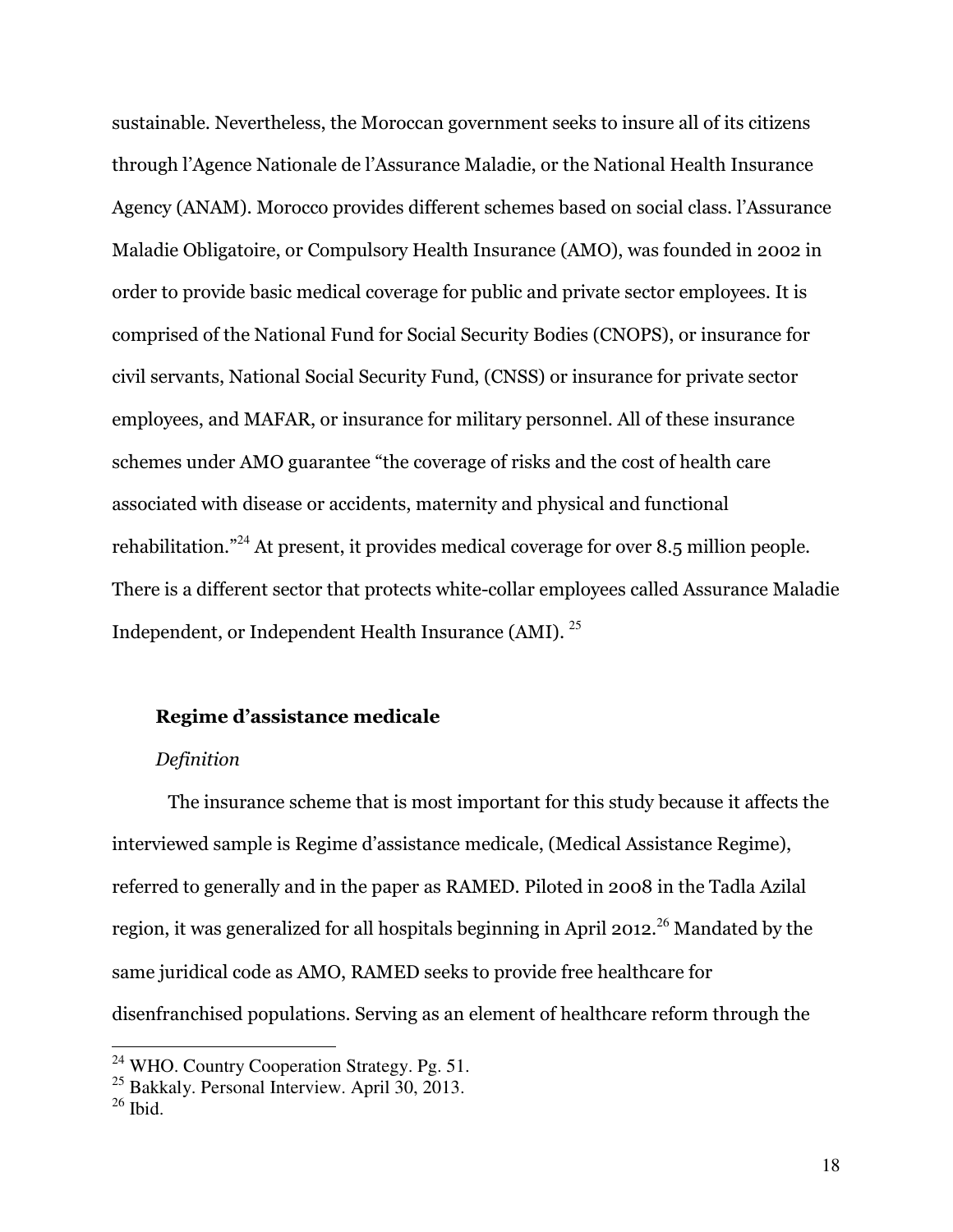sustainable. Nevertheless, the Moroccan government seeks to insure all of its citizens through l'Agence Nationale de l'Assurance Maladie, or the National Health Insurance Agency (ANAM). Morocco provides different schemes based on social class. l'Assurance Maladie Obligatoire, or Compulsory Health Insurance (AMO), was founded in 2002 in order to provide basic medical coverage for public and private sector employees. It is comprised of the National Fund for Social Security Bodies (CNOPS), or insurance for civil servants, National Social Security Fund, (CNSS) or insurance for private sector employees, and MAFAR, or insurance for military personnel. All of these insurance schemes under AMO guarantee "the coverage of risks and the cost of health care associated with disease or accidents, maternity and physical and functional rehabilitation."[24] At present, it provides medical coverage for over 8.5 million people. There is a different sector that protects white-collar employees called Assurance Maladie Independent, or Independent Health Insurance (AMI). [25]

### Regime d'assistance medicale

*Definition*

The insurance scheme that is most important for this study because it affects the interviewed sample is Regime d'assistance medicale, (Medical Assistance Regime), referred to generally and in the paper as RAMED. Piloted in 2008 in the Tadla Azilal region, it was generalized for all hospitals beginning in April 2012.[26] Mandated by the same juridical code as AMO, RAMED seeks to provide free healthcare for disenfranchised populations. Serving as an element of healthcare reform through the

---

[24] WHO. Country Cooperation Strategy. Pg. 51.

[25] Bakkaly. Personal Interview. April 30, 2013.

[26] Ibid.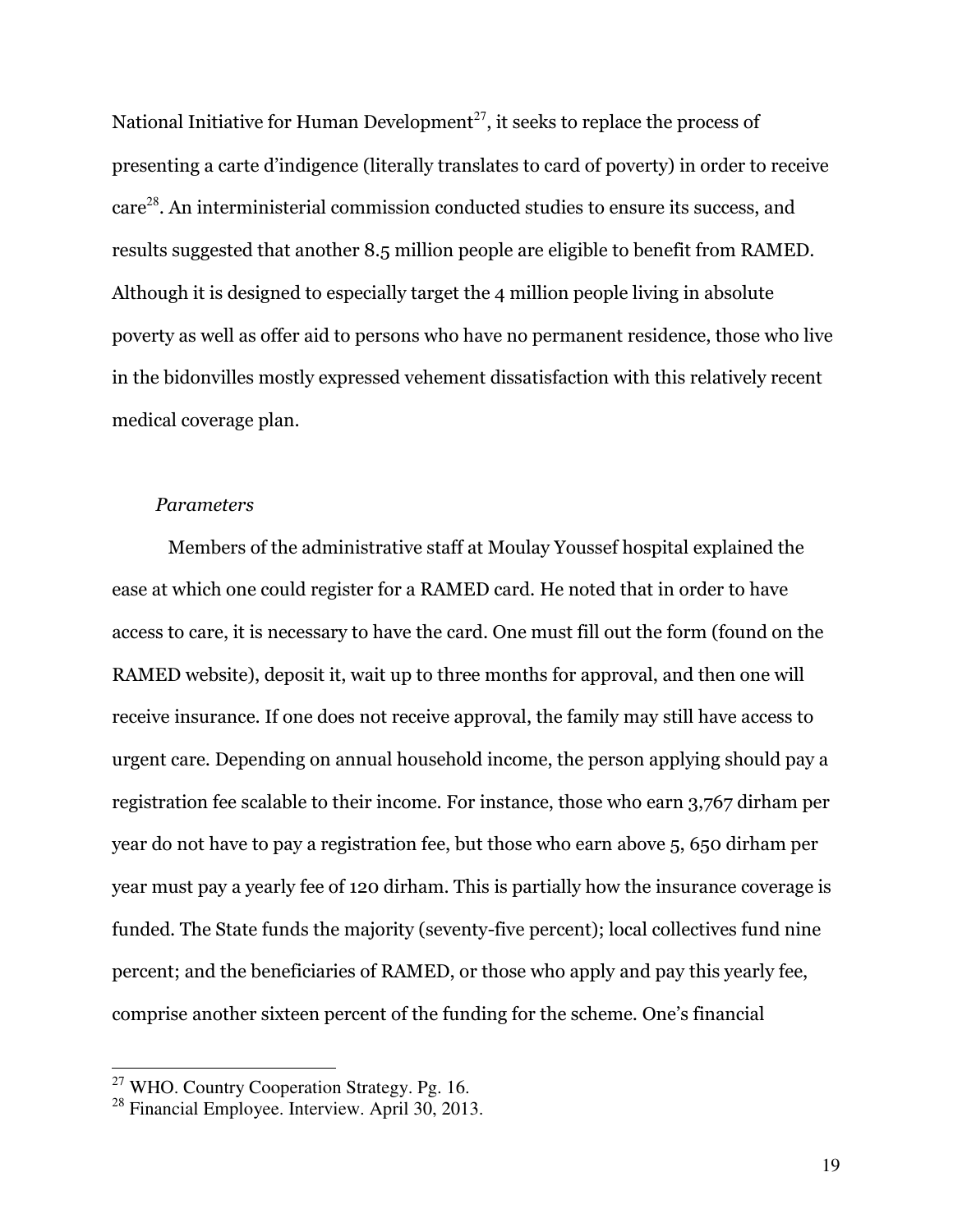National Initiative for Human Development[27], it seeks to replace the process of presenting a carte d'indigence (literally translates to card of poverty) in order to receive care[28]. An interministerial commission conducted studies to ensure its success, and results suggested that another 8.5 million people are eligible to benefit from RAMED. Although it is designed to especially target the 4 million people living in absolute poverty as well as offer aid to persons who have no permanent residence, those who live in the bidonvilles mostly expressed vehement dissatisfaction with this relatively recent medical coverage plan.

*Parameters*

Members of the administrative staff at Moulay Youssef hospital explained the ease at which one could register for a RAMED card. He noted that in order to have access to care, it is necessary to have the card. One must fill out the form (found on the RAMED website), deposit it, wait up to three months for approval, and then one will receive insurance. If one does not receive approval, the family may still have access to urgent care. Depending on annual household income, the person applying should pay a registration fee scalable to their income. For instance, those who earn 3,767 dirham per year do not have to pay a registration fee, but those who earn above 5, 650 dirham per year must pay a yearly fee of 120 dirham. This is partially how the insurance coverage is funded. The State funds the majority (seventy-five percent); local collectives fund nine percent; and the beneficiaries of RAMED, or those who apply and pay this yearly fee, comprise another sixteen percent of the funding for the scheme. One's financial

---

[27] WHO. Country Cooperation Strategy. Pg. 16.

[28] Financial Employee. Interview. April 30, 2013.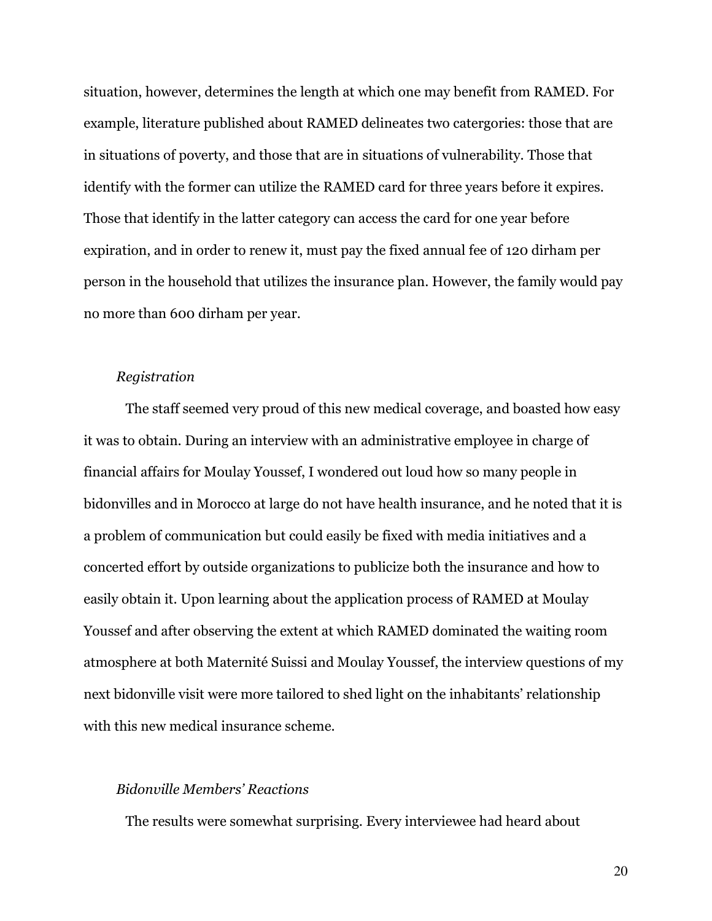situation, however, determines the length at which one may benefit from RAMED. For example, literature published about RAMED delineates two catergories: those that are in situations of poverty, and those that are in situations of vulnerability. Those that identify with the former can utilize the RAMED card for three years before it expires. Those that identify in the latter category can access the card for one year before expiration, and in order to renew it, must pay the fixed annual fee of 120 dirham per person in the household that utilizes the insurance plan. However, the family would pay no more than 600 dirham per year.

*Registration*

The staff seemed very proud of this new medical coverage, and boasted how easy it was to obtain. During an interview with an administrative employee in charge of financial affairs for Moulay Youssef, I wondered out loud how so many people in bidonvilles and in Morocco at large do not have health insurance, and he noted that it is a problem of communication but could easily be fixed with media initiatives and a concerted effort by outside organizations to publicize both the insurance and how to easily obtain it. Upon learning about the application process of RAMED at Moulay Youssef and after observing the extent at which RAMED dominated the waiting room atmosphere at both Maternité Suissi and Moulay Youssef, the interview questions of my next bidonville visit were more tailored to shed light on the inhabitants' relationship with this new medical insurance scheme.

*Bidonville Members' Reactions*

The results were somewhat surprising. Every interviewee had heard about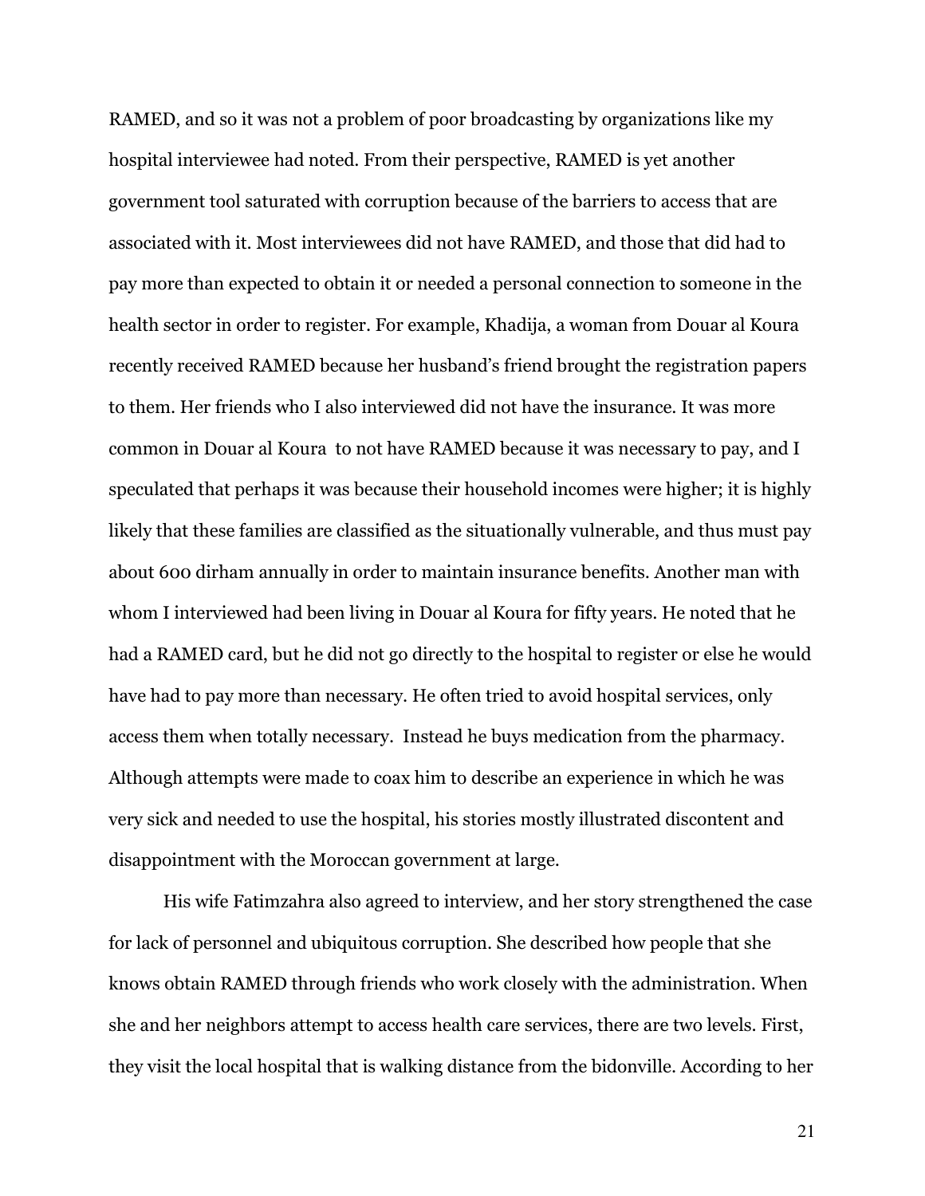RAMED, and so it was not a problem of poor broadcasting by organizations like my hospital interviewee had noted. From their perspective, RAMED is yet another government tool saturated with corruption because of the barriers to access that are associated with it. Most interviewees did not have RAMED, and those that did had to pay more than expected to obtain it or needed a personal connection to someone in the health sector in order to register. For example, Khadija, a woman from Douar al Koura recently received RAMED because her husband's friend brought the registration papers to them. Her friends who I also interviewed did not have the insurance. It was more common in Douar al Koura  to not have RAMED because it was necessary to pay, and I speculated that perhaps it was because their household incomes were higher; it is highly likely that these families are classified as the situationally vulnerable, and thus must pay about 600 dirham annually in order to maintain insurance benefits. Another man with whom I interviewed had been living in Douar al Koura for fifty years. He noted that he had a RAMED card, but he did not go directly to the hospital to register or else he would have had to pay more than necessary. He often tried to avoid hospital services, only access them when totally necessary.  Instead he buys medication from the pharmacy. Although attempts were made to coax him to describe an experience in which he was very sick and needed to use the hospital, his stories mostly illustrated discontent and disappointment with the Moroccan government at large.

His wife Fatimzahra also agreed to interview, and her story strengthened the case for lack of personnel and ubiquitous corruption. She described how people that she knows obtain RAMED through friends who work closely with the administration. When she and her neighbors attempt to access health care services, there are two levels. First, they visit the local hospital that is walking distance from the bidonville. According to her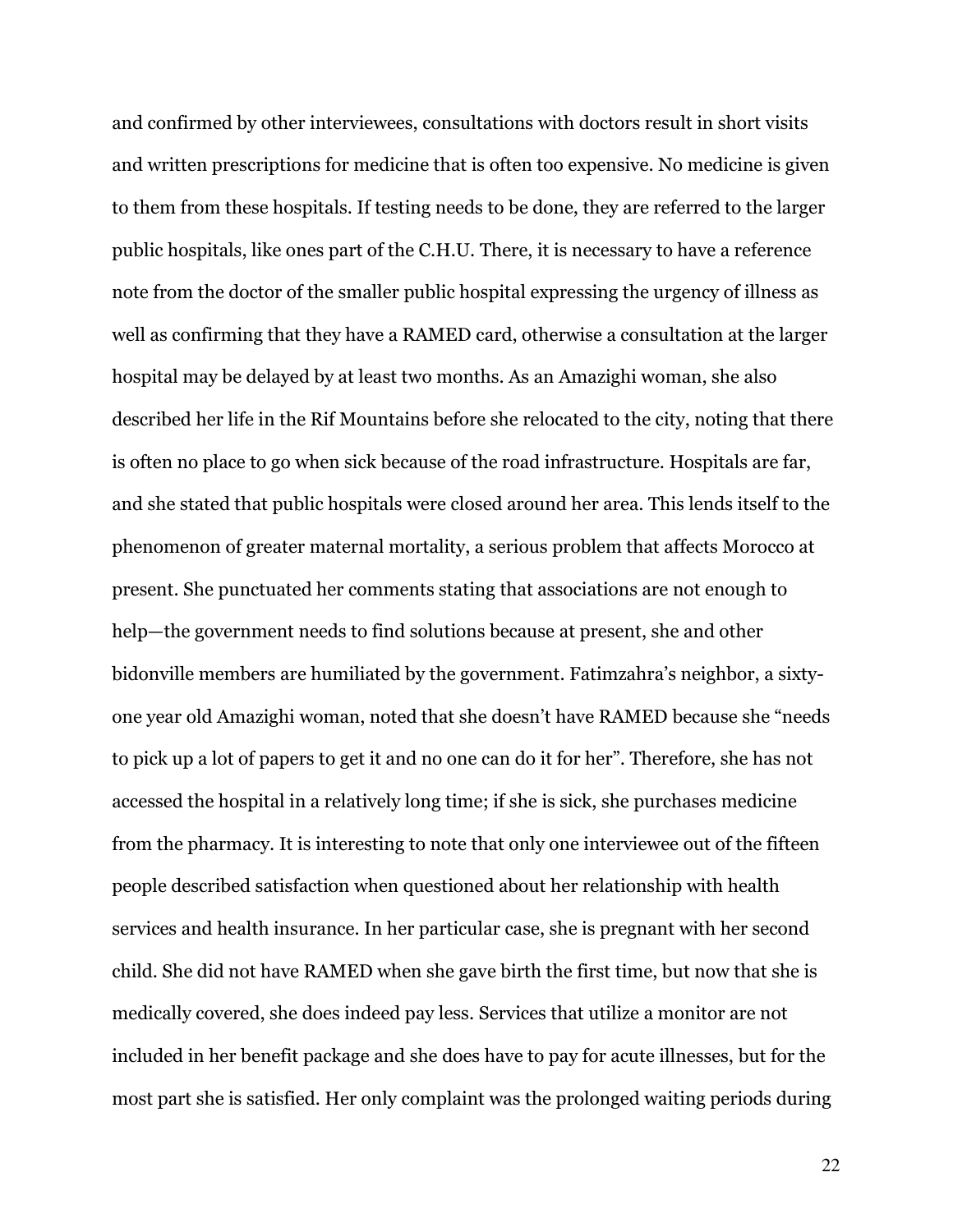and confirmed by other interviewees, consultations with doctors result in short visits and written prescriptions for medicine that is often too expensive. No medicine is given to them from these hospitals. If testing needs to be done, they are referred to the larger public hospitals, like ones part of the C.H.U. There, it is necessary to have a reference note from the doctor of the smaller public hospital expressing the urgency of illness as well as confirming that they have a RAMED card, otherwise a consultation at the larger hospital may be delayed by at least two months. As an Amazighi woman, she also described her life in the Rif Mountains before she relocated to the city, noting that there is often no place to go when sick because of the road infrastructure. Hospitals are far, and she stated that public hospitals were closed around her area. This lends itself to the phenomenon of greater maternal mortality, a serious problem that affects Morocco at present. She punctuated her comments stating that associations are not enough to help—the government needs to find solutions because at present, she and other bidonville members are humiliated by the government. Fatimzahra's neighbor, a sixty-one year old Amazighi woman, noted that she doesn't have RAMED because she "needs to pick up a lot of papers to get it and no one can do it for her". Therefore, she has not accessed the hospital in a relatively long time; if she is sick, she purchases medicine from the pharmacy. It is interesting to note that only one interviewee out of the fifteen people described satisfaction when questioned about her relationship with health services and health insurance. In her particular case, she is pregnant with her second child. She did not have RAMED when she gave birth the first time, but now that she is medically covered, she does indeed pay less. Services that utilize a monitor are not included in her benefit package and she does have to pay for acute illnesses, but for the most part she is satisfied. Her only complaint was the prolonged waiting periods during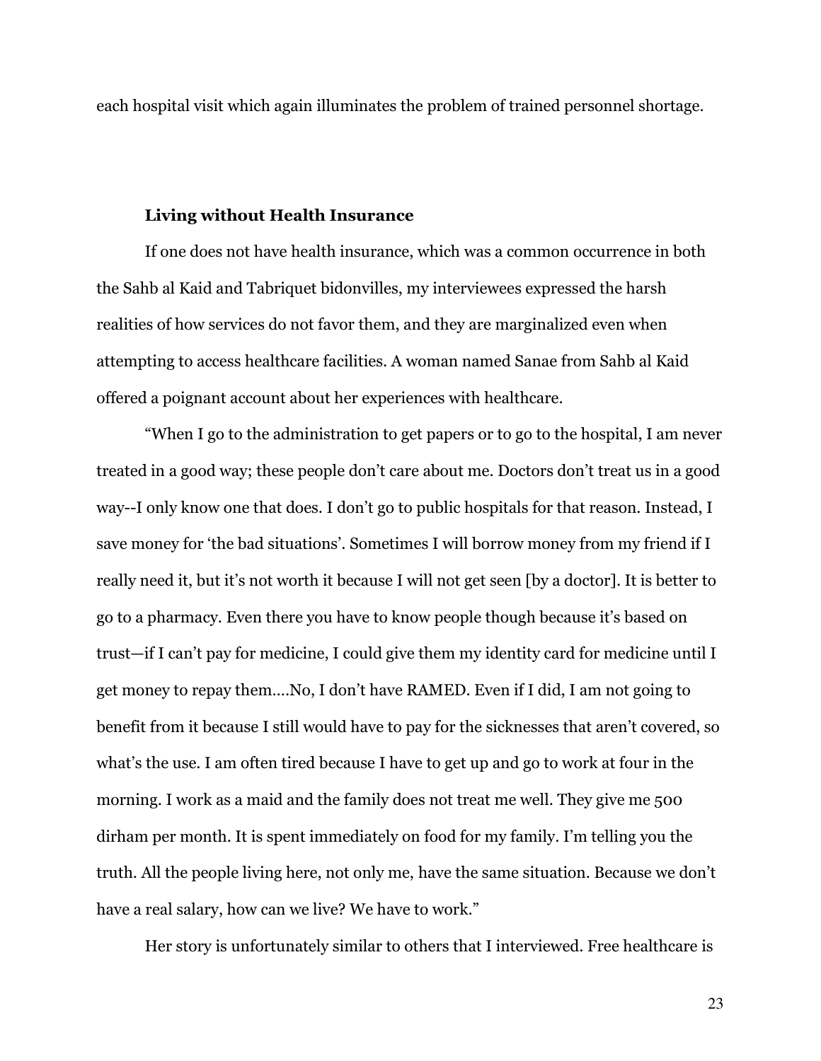each hospital visit which again illuminates the problem of trained personnel shortage.

### Living without Health Insurance

If one does not have health insurance, which was a common occurrence in both the Sahb al Kaid and Tabriquet bidonvilles, my interviewees expressed the harsh realities of how services do not favor them, and they are marginalized even when attempting to access healthcare facilities. A woman named Sanae from Sahb al Kaid offered a poignant account about her experiences with healthcare.

"When I go to the administration to get papers or to go to the hospital, I am never treated in a good way; these people don't care about me. Doctors don't treat us in a good way--I only know one that does. I don't go to public hospitals for that reason. Instead, I save money for 'the bad situations'. Sometimes I will borrow money from my friend if I really need it, but it's not worth it because I will not get seen [by a doctor]. It is better to go to a pharmacy. Even there you have to know people though because it's based on trust—if I can't pay for medicine, I could give them my identity card for medicine until I get money to repay them….No, I don't have RAMED. Even if I did, I am not going to benefit from it because I still would have to pay for the sicknesses that aren't covered, so what's the use. I am often tired because I have to get up and go to work at four in the morning. I work as a maid and the family does not treat me well. They give me 500 dirham per month. It is spent immediately on food for my family. I'm telling you the truth. All the people living here, not only me, have the same situation. Because we don't have a real salary, how can we live? We have to work."

Her story is unfortunately similar to others that I interviewed. Free healthcare is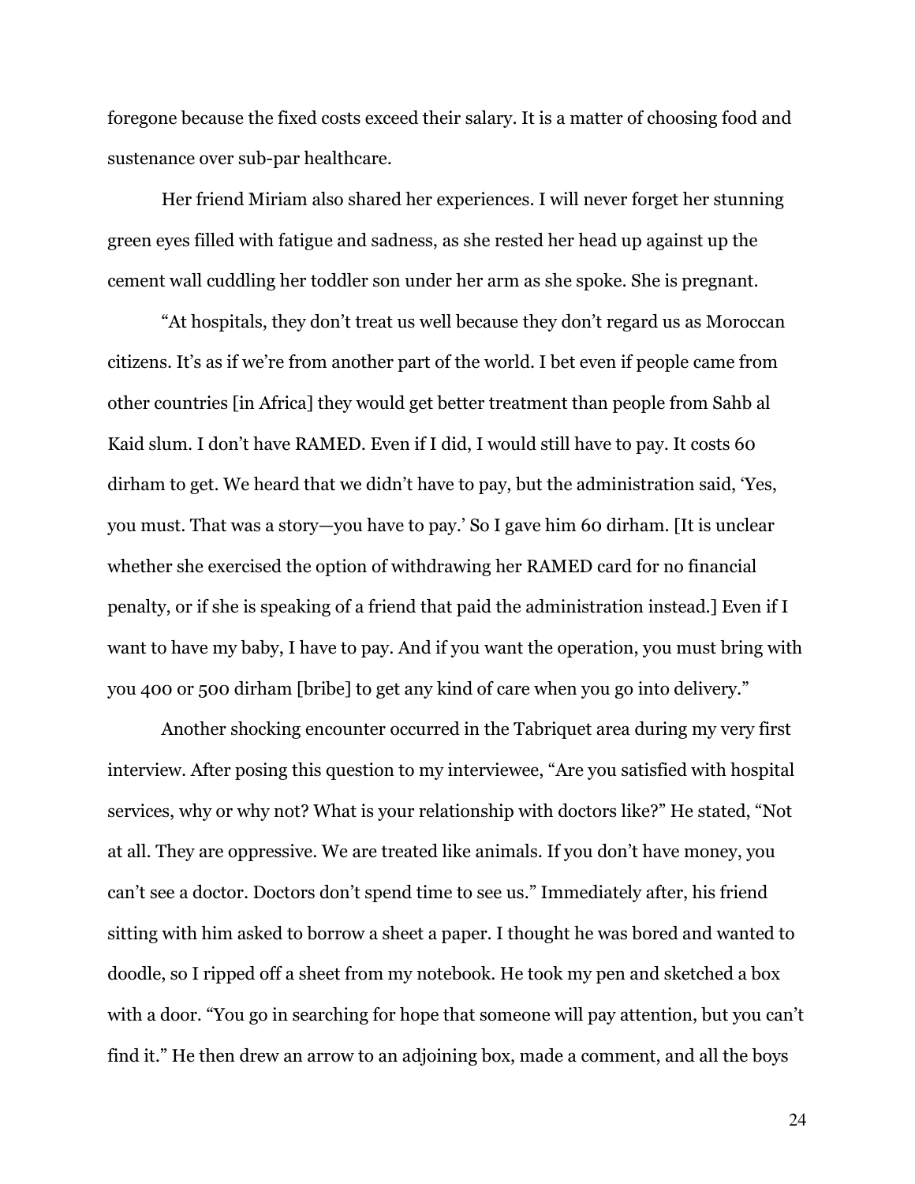foregone because the fixed costs exceed their salary. It is a matter of choosing food and sustenance over sub-par healthcare.

Her friend Miriam also shared her experiences. I will never forget her stunning green eyes filled with fatigue and sadness, as she rested her head up against up the cement wall cuddling her toddler son under her arm as she spoke. She is pregnant.

"At hospitals, they don't treat us well because they don't regard us as Moroccan citizens. It's as if we're from another part of the world. I bet even if people came from other countries [in Africa] they would get better treatment than people from Sahb al Kaid slum. I don't have RAMED. Even if I did, I would still have to pay. It costs 60 dirham to get. We heard that we didn't have to pay, but the administration said, 'Yes, you must. That was a story—you have to pay.' So I gave him 60 dirham. [It is unclear whether she exercised the option of withdrawing her RAMED card for no financial penalty, or if she is speaking of a friend that paid the administration instead.] Even if I want to have my baby, I have to pay. And if you want the operation, you must bring with you 400 or 500 dirham [bribe] to get any kind of care when you go into delivery."

Another shocking encounter occurred in the Tabriquet area during my very first interview. After posing this question to my interviewee, "Are you satisfied with hospital services, why or why not? What is your relationship with doctors like?" He stated, "Not at all. They are oppressive. We are treated like animals. If you don't have money, you can't see a doctor. Doctors don't spend time to see us." Immediately after, his friend sitting with him asked to borrow a sheet a paper. I thought he was bored and wanted to doodle, so I ripped off a sheet from my notebook. He took my pen and sketched a box with a door. "You go in searching for hope that someone will pay attention, but you can't find it." He then drew an arrow to an adjoining box, made a comment, and all the boys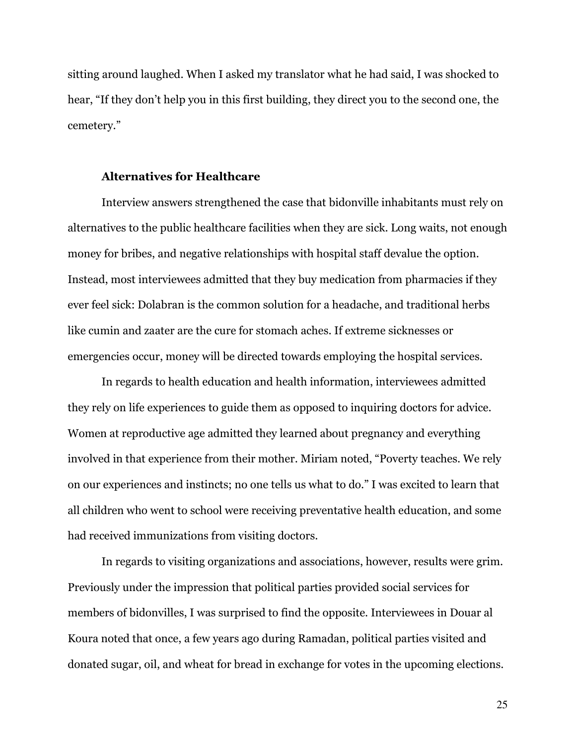sitting around laughed. When I asked my translator what he had said, I was shocked to hear, "If they don't help you in this first building, they direct you to the second one, the cemetery."

### Alternatives for Healthcare

Interview answers strengthened the case that bidonville inhabitants must rely on alternatives to the public healthcare facilities when they are sick. Long waits, not enough money for bribes, and negative relationships with hospital staff devalue the option. Instead, most interviewees admitted that they buy medication from pharmacies if they ever feel sick: Dolabran is the common solution for a headache, and traditional herbs like cumin and zaater are the cure for stomach aches. If extreme sicknesses or emergencies occur, money will be directed towards employing the hospital services.

In regards to health education and health information, interviewees admitted they rely on life experiences to guide them as opposed to inquiring doctors for advice. Women at reproductive age admitted they learned about pregnancy and everything involved in that experience from their mother. Miriam noted, "Poverty teaches. We rely on our experiences and instincts; no one tells us what to do." I was excited to learn that all children who went to school were receiving preventative health education, and some had received immunizations from visiting doctors.

In regards to visiting organizations and associations, however, results were grim. Previously under the impression that political parties provided social services for members of bidonvilles, I was surprised to find the opposite. Interviewees in Douar al Koura noted that once, a few years ago during Ramadan, political parties visited and donated sugar, oil, and wheat for bread in exchange for votes in the upcoming elections.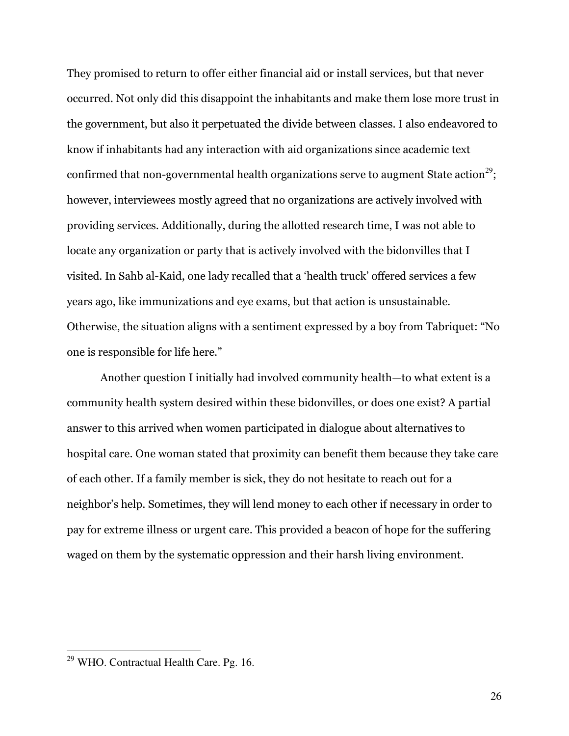They promised to return to offer either financial aid or install services, but that never occurred. Not only did this disappoint the inhabitants and make them lose more trust in the government, but also it perpetuated the divide between classes. I also endeavored to know if inhabitants had any interaction with aid organizations since academic text confirmed that non-governmental health organizations serve to augment State action[29]; however, interviewees mostly agreed that no organizations are actively involved with providing services. Additionally, during the allotted research time, I was not able to locate any organization or party that is actively involved with the bidonvilles that I visited. In Sahb al-Kaid, one lady recalled that a 'health truck' offered services a few years ago, like immunizations and eye exams, but that action is unsustainable. Otherwise, the situation aligns with a sentiment expressed by a boy from Tabriquet: "No one is responsible for life here."

Another question I initially had involved community health—to what extent is a community health system desired within these bidonvilles, or does one exist? A partial answer to this arrived when women participated in dialogue about alternatives to hospital care. One woman stated that proximity can benefit them because they take care of each other. If a family member is sick, they do not hesitate to reach out for a neighbor's help. Sometimes, they will lend money to each other if necessary in order to pay for extreme illness or urgent care. This provided a beacon of hope for the suffering waged on them by the systematic oppression and their harsh living environment.

---

[29] WHO. Contractual Health Care. Pg. 16.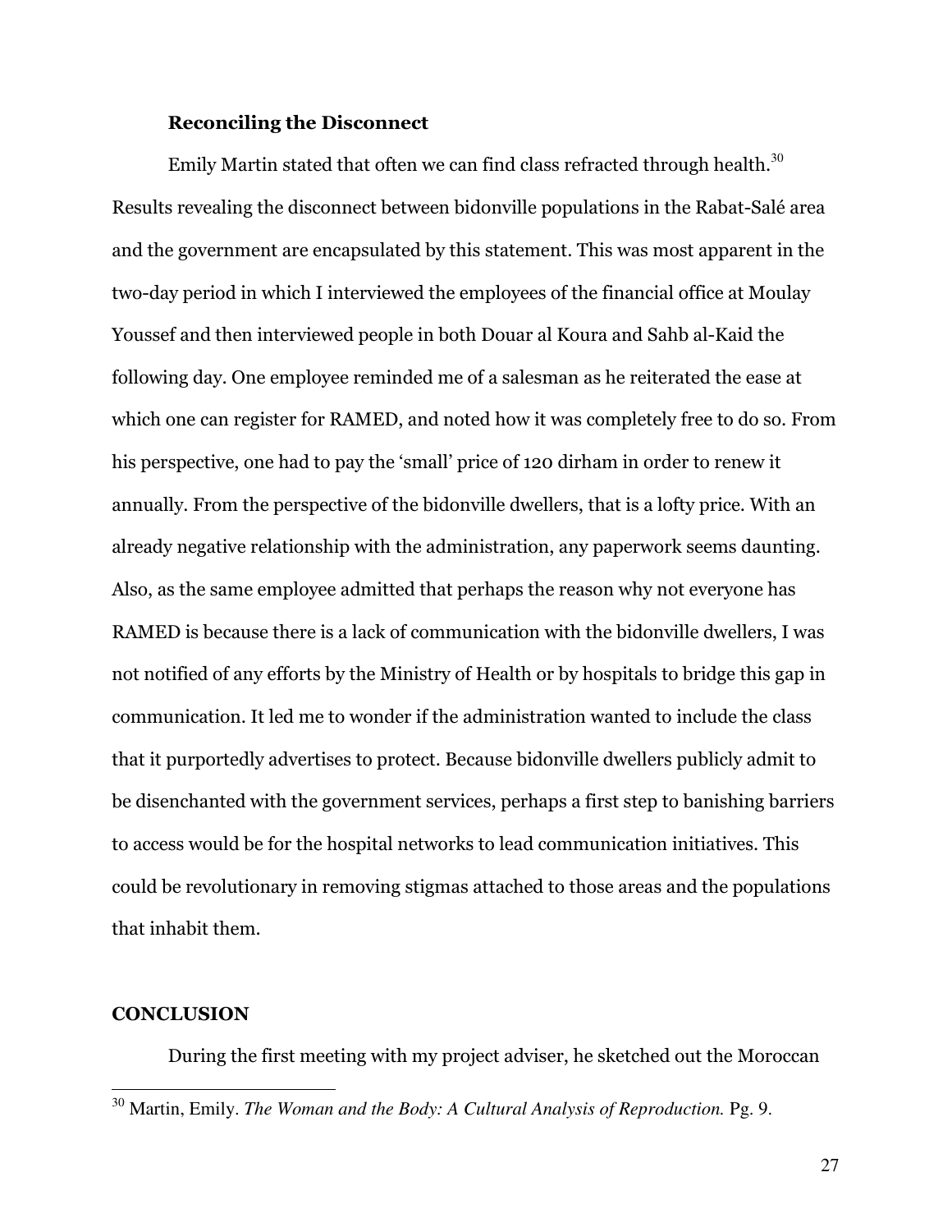### Reconciling the Disconnect

Emily Martin stated that often we can find class refracted through health.[30] Results revealing the disconnect between bidonville populations in the Rabat-Salé area and the government are encapsulated by this statement. This was most apparent in the two-day period in which I interviewed the employees of the financial office at Moulay Youssef and then interviewed people in both Douar al Koura and Sahb al-Kaid the following day. One employee reminded me of a salesman as he reiterated the ease at which one can register for RAMED, and noted how it was completely free to do so. From his perspective, one had to pay the 'small' price of 120 dirham in order to renew it annually. From the perspective of the bidonville dwellers, that is a lofty price. With an already negative relationship with the administration, any paperwork seems daunting. Also, as the same employee admitted that perhaps the reason why not everyone has RAMED is because there is a lack of communication with the bidonville dwellers, I was not notified of any efforts by the Ministry of Health or by hospitals to bridge this gap in communication. It led me to wonder if the administration wanted to include the class that it purportedly advertises to protect. Because bidonville dwellers publicly admit to be disenchanted with the government services, perhaps a first step to banishing barriers to access would be for the hospital networks to lead communication initiatives. This could be revolutionary in removing stigmas attached to those areas and the populations that inhabit them.

## CONCLUSION

During the first meeting with my project adviser, he sketched out the Moroccan

---

[30] Martin, Emily. *The Woman and the Body: A Cultural Analysis of Reproduction.* Pg. 9.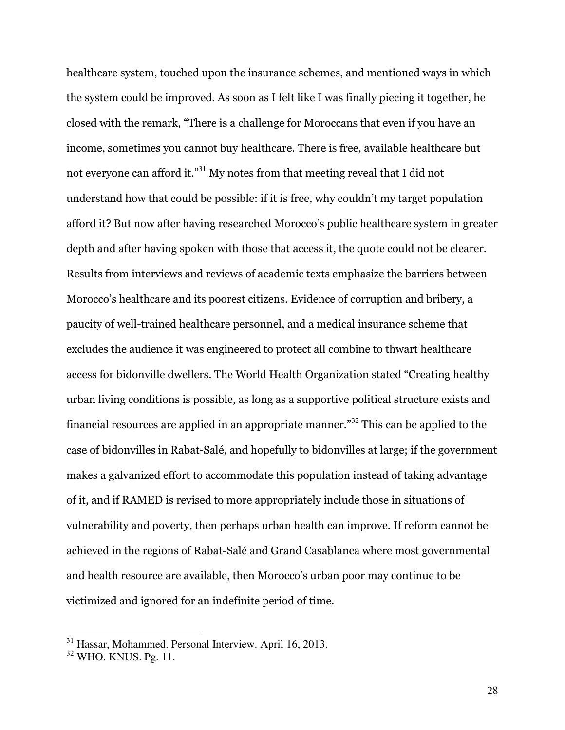healthcare system, touched upon the insurance schemes, and mentioned ways in which the system could be improved. As soon as I felt like I was finally piecing it together, he closed with the remark, "There is a challenge for Moroccans that even if you have an income, sometimes you cannot buy healthcare. There is free, available healthcare but not everyone can afford it."[31] My notes from that meeting reveal that I did not understand how that could be possible: if it is free, why couldn't my target population afford it? But now after having researched Morocco's public healthcare system in greater depth and after having spoken with those that access it, the quote could not be clearer. Results from interviews and reviews of academic texts emphasize the barriers between Morocco's healthcare and its poorest citizens. Evidence of corruption and bribery, a paucity of well-trained healthcare personnel, and a medical insurance scheme that excludes the audience it was engineered to protect all combine to thwart healthcare access for bidonville dwellers. The World Health Organization stated "Creating healthy urban living conditions is possible, as long as a supportive political structure exists and financial resources are applied in an appropriate manner."[32] This can be applied to the case of bidonvilles in Rabat-Salé, and hopefully to bidonvilles at large; if the government makes a galvanized effort to accommodate this population instead of taking advantage of it, and if RAMED is revised to more appropriately include those in situations of vulnerability and poverty, then perhaps urban health can improve. If reform cannot be achieved in the regions of Rabat-Salé and Grand Casablanca where most governmental and health resource are available, then Morocco's urban poor may continue to be victimized and ignored for an indefinite period of time.

---

[31] Hassar, Mohammed. Personal Interview. April 16, 2013.

[32] WHO. KNUS. Pg. 11.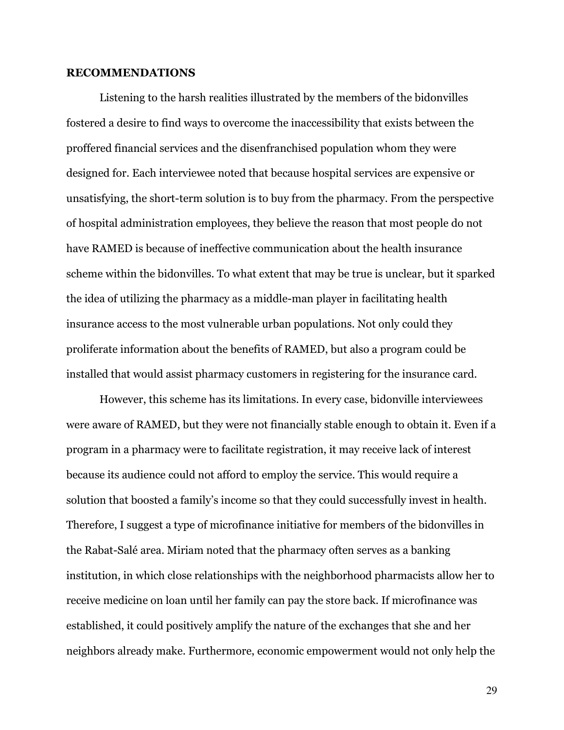## RECOMMENDATIONS

Listening to the harsh realities illustrated by the members of the bidonvilles fostered a desire to find ways to overcome the inaccessibility that exists between the proffered financial services and the disenfranchised population whom they were designed for. Each interviewee noted that because hospital services are expensive or unsatisfying, the short-term solution is to buy from the pharmacy. From the perspective of hospital administration employees, they believe the reason that most people do not have RAMED is because of ineffective communication about the health insurance scheme within the bidonvilles. To what extent that may be true is unclear, but it sparked the idea of utilizing the pharmacy as a middle-man player in facilitating health insurance access to the most vulnerable urban populations. Not only could they proliferate information about the benefits of RAMED, but also a program could be installed that would assist pharmacy customers in registering for the insurance card.

However, this scheme has its limitations. In every case, bidonville interviewees were aware of RAMED, but they were not financially stable enough to obtain it. Even if a program in a pharmacy were to facilitate registration, it may receive lack of interest because its audience could not afford to employ the service. This would require a solution that boosted a family's income so that they could successfully invest in health. Therefore, I suggest a type of microfinance initiative for members of the bidonvilles in the Rabat-Salé area. Miriam noted that the pharmacy often serves as a banking institution, in which close relationships with the neighborhood pharmacists allow her to receive medicine on loan until her family can pay the store back. If microfinance was established, it could positively amplify the nature of the exchanges that she and her neighbors already make. Furthermore, economic empowerment would not only help the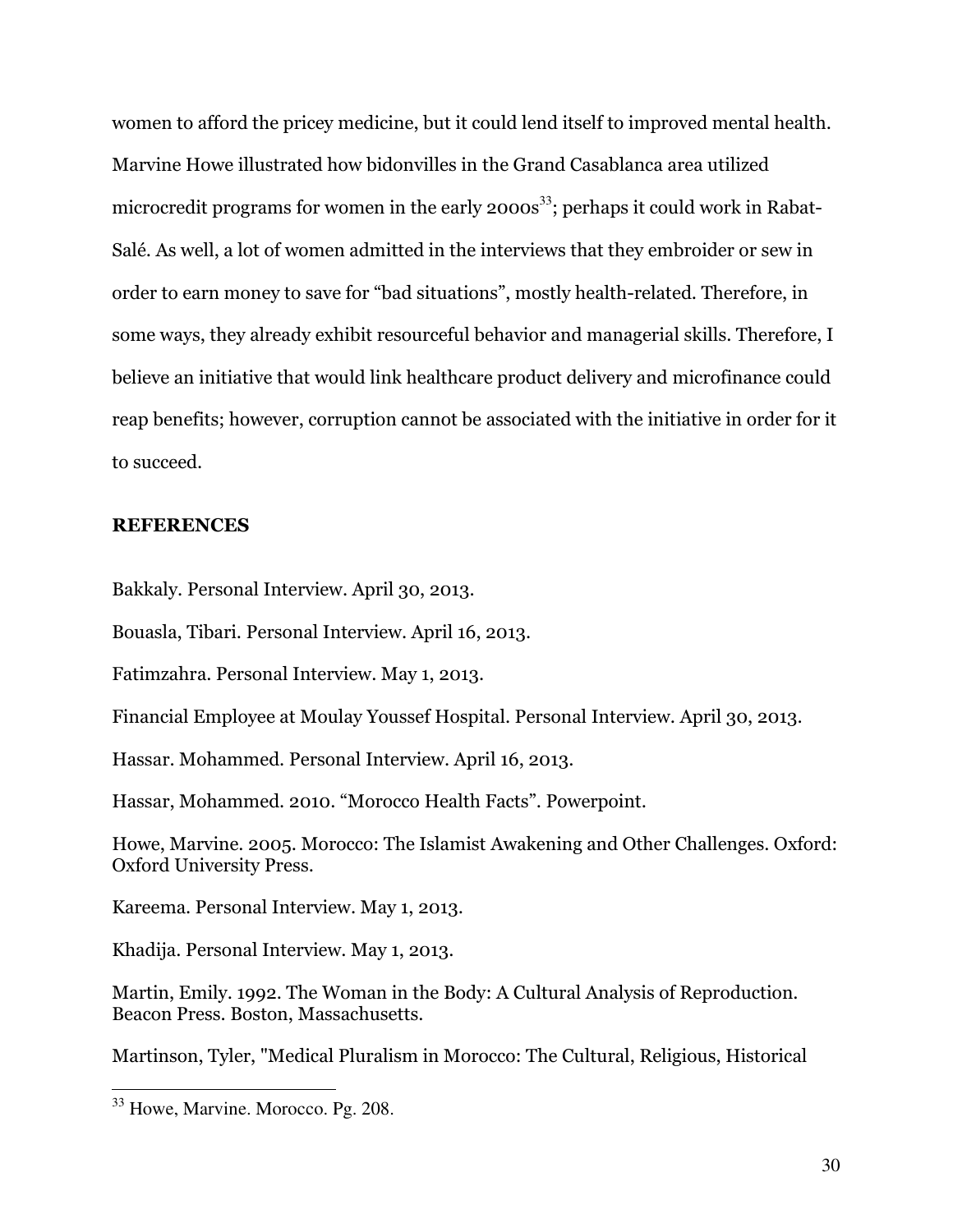women to afford the pricey medicine, but it could lend itself to improved mental health. Marvine Howe illustrated how bidonvilles in the Grand Casablanca area utilized microcredit programs for women in the early 2000s[33]; perhaps it could work in Rabat-Salé. As well, a lot of women admitted in the interviews that they embroider or sew in order to earn money to save for "bad situations", mostly health-related. Therefore, in some ways, they already exhibit resourceful behavior and managerial skills. Therefore, I believe an initiative that would link healthcare product delivery and microfinance could reap benefits; however, corruption cannot be associated with the initiative in order for it to succeed.

## REFERENCES

Bakkaly. Personal Interview. April 30, 2013.

Bouasla, Tibari. Personal Interview. April 16, 2013.

Fatimzahra. Personal Interview. May 1, 2013.

Financial Employee at Moulay Youssef Hospital. Personal Interview. April 30, 2013.

Hassar. Mohammed. Personal Interview. April 16, 2013.

Hassar, Mohammed. 2010. "Morocco Health Facts". Powerpoint.

Howe, Marvine. 2005. Morocco: The Islamist Awakening and Other Challenges. Oxford: Oxford University Press.

Kareema. Personal Interview. May 1, 2013.

Khadija. Personal Interview. May 1, 2013.

Martin, Emily. 1992. The Woman in the Body: A Cultural Analysis of Reproduction. Beacon Press. Boston, Massachusetts.

Martinson, Tyler, "Medical Pluralism in Morocco: The Cultural, Religious, Historical

[33] Howe, Marvine. Morocco. Pg. 208.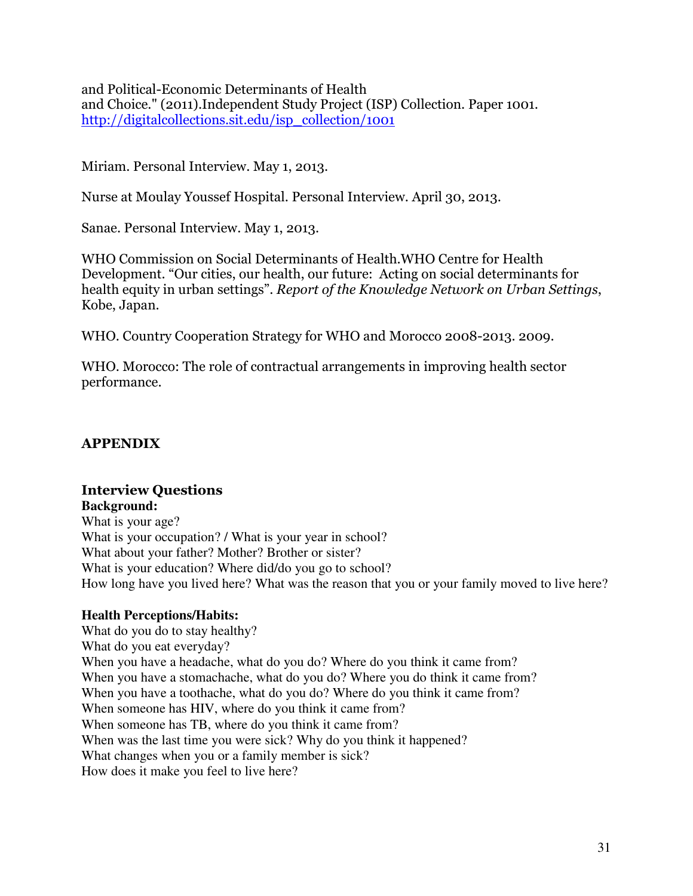and Political-Economic Determinants of Health
and Choice." (2011).Independent Study Project (ISP) Collection. Paper 1001.
http://digitalcollections.sit.edu/isp_collection/1001

Miriam. Personal Interview. May 1, 2013.

Nurse at Moulay Youssef Hospital. Personal Interview. April 30, 2013.

Sanae. Personal Interview. May 1, 2013.

WHO Commission on Social Determinants of Health.WHO Centre for Health Development. "Our cities, our health, our future: Acting on social determinants for health equity in urban settings". *Report of the Knowledge Network on Urban Settings*, Kobe, Japan.

WHO. Country Cooperation Strategy for WHO and Morocco 2008-2013. 2009.

WHO. Morocco: The role of contractual arrangements in improving health sector performance.

## APPENDIX

### Interview Questions

**Background:**
What is your age?
What is your occupation? / What is your year in school?
What about your father? Mother? Brother or sister?
What is your education? Where did/do you go to school?
How long have you lived here? What was the reason that you or your family moved to live here?

**Health Perceptions/Habits:**
What do you do to stay healthy?
What do you eat everyday?
When you have a headache, what do you do? Where do you think it came from?
When you have a stomachache, what do you do? Where you do think it came from?
When you have a toothache, what do you do? Where do you think it came from?
When someone has HIV, where do you think it came from?
When someone has TB, where do you think it came from?
When was the last time you were sick? Why do you think it happened?
What changes when you or a family member is sick?
How does it make you feel to live here?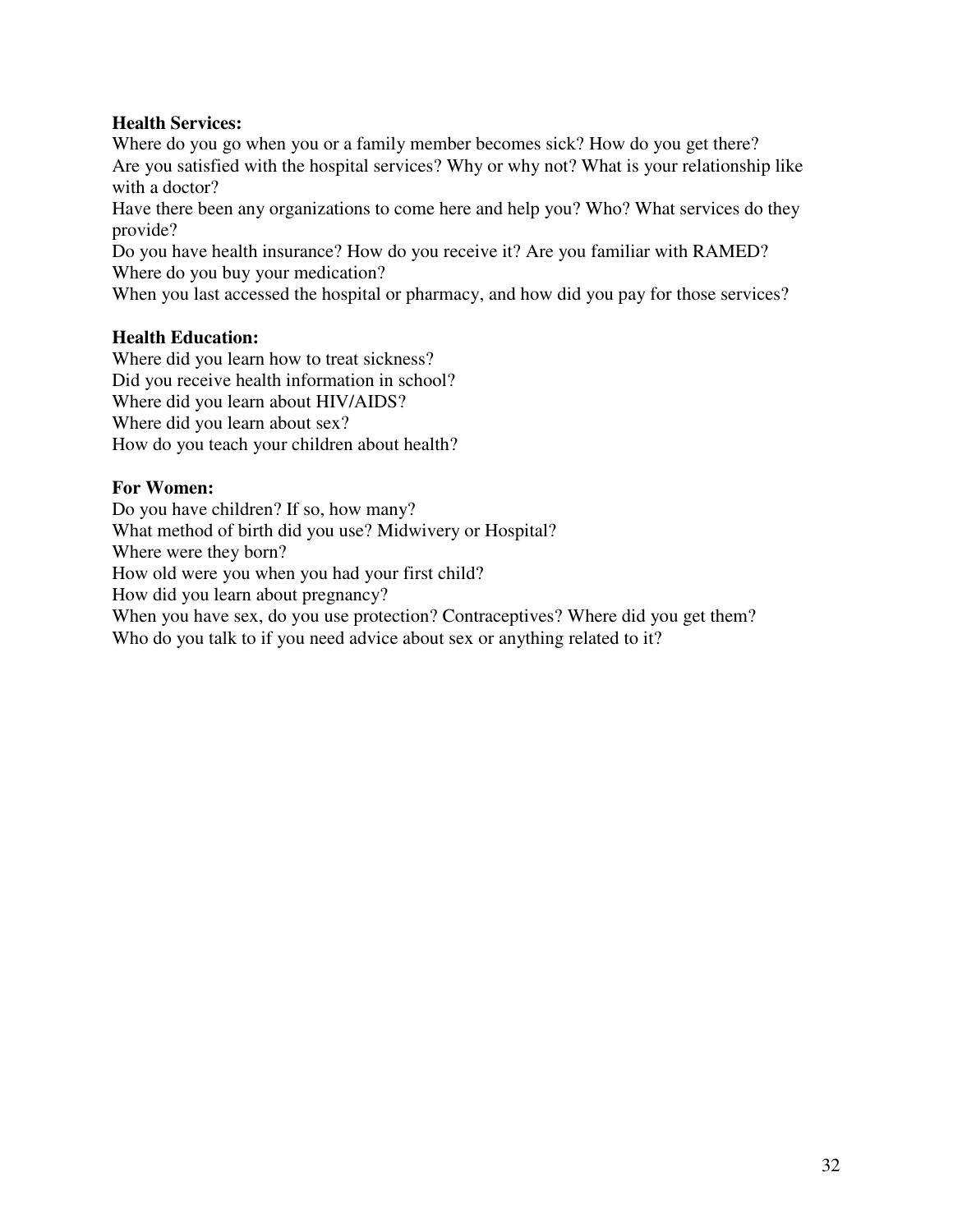**Health Services:**

Where do you go when you or a family member becomes sick? How do you get there?
Are you satisfied with the hospital services? Why or why not? What is your relationship like with a doctor?
Have there been any organizations to come here and help you? Who? What services do they provide?
Do you have health insurance? How do you receive it? Are you familiar with RAMED?
Where do you buy your medication?
When you last accessed the hospital or pharmacy, and how did you pay for those services?

**Health Education:**

Where did you learn how to treat sickness?
Did you receive health information in school?
Where did you learn about HIV/AIDS?
Where did you learn about sex?
How do you teach your children about health?

**For Women:**

Do you have children? If so, how many?
What method of birth did you use? Midwivery or Hospital?
Where were they born?
How old were you when you had your first child?
How did you learn about pregnancy?
When you have sex, do you use protection? Contraceptives? Where did you get them?
Who do you talk to if you need advice about sex or anything related to it?